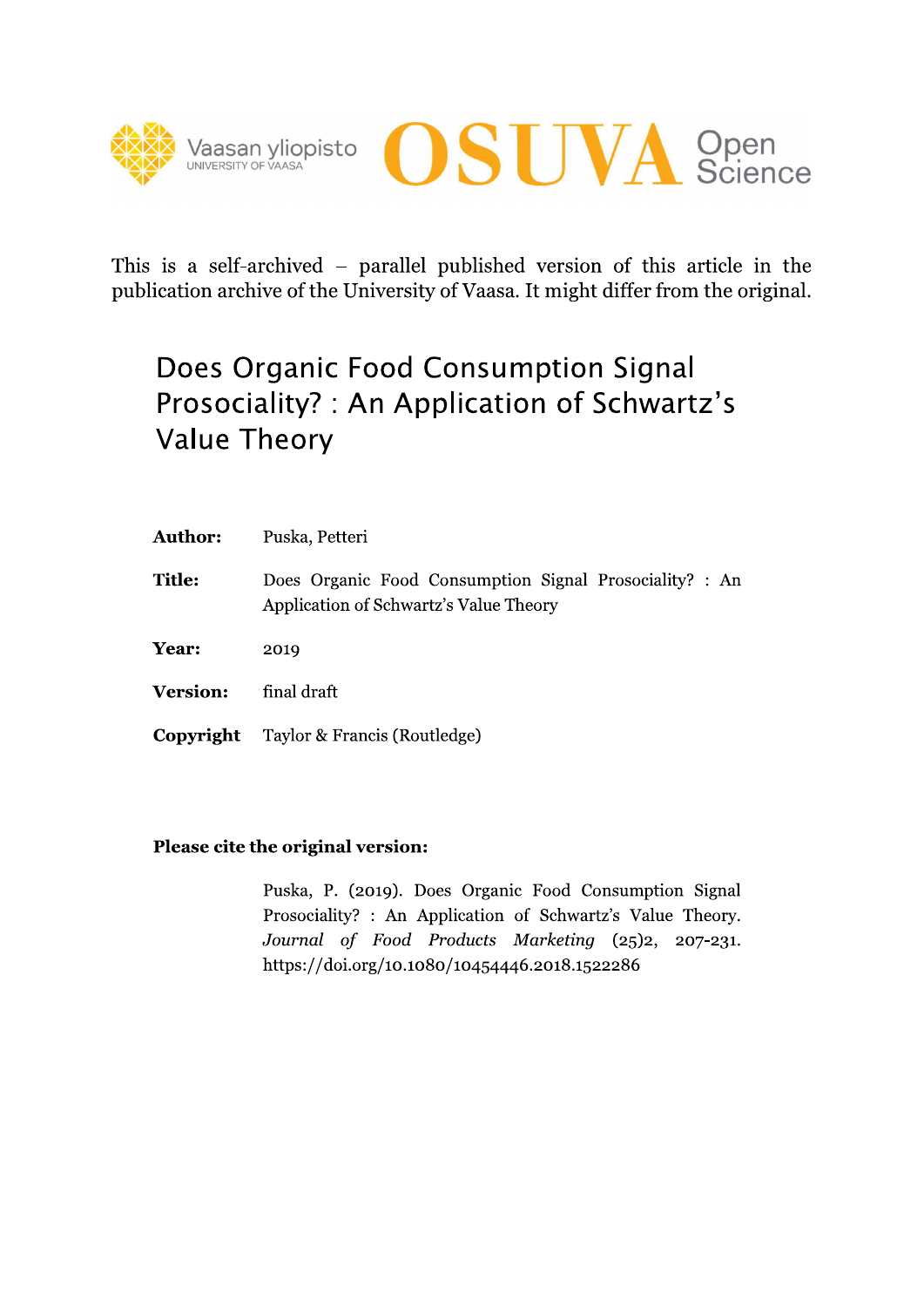This is a self-archived – parallel published version of this article in the publication archive of the University of Vaasa. It might differ from the original.

# Does Organic Food Consumption Signal Prosociality? : An Application of Schwartz's Value Theory

| | |
|---|---|
| **Author:** | Puska, Petteri |
| **Title:** | Does Organic Food Consumption Signal Prosociality? : An Application of Schwartz's Value Theory |
| **Year:** | 2019 |
| **Version:** | final draft |
| **Copyright** | Taylor & Francis (Routledge) |

**Please cite the original version:**

Puska, P. (2019). Does Organic Food Consumption Signal Prosociality? : An Application of Schwartz's Value Theory. *Journal of Food Products Marketing* (25)2, 207-231. https://doi.org/10.1080/10454446.2018.1522286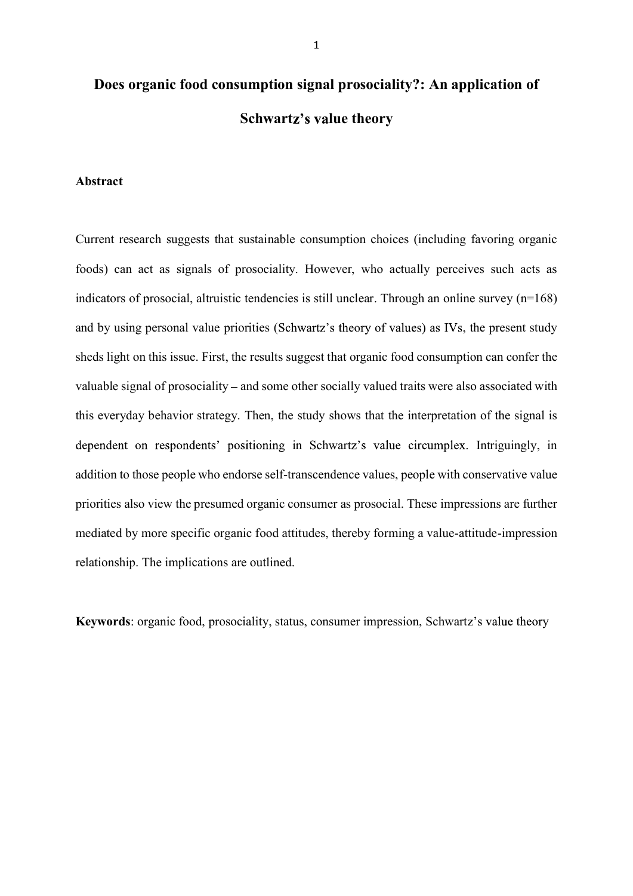# Does organic food consumption signal prosociality?: An application of Schwartz's value theory

## Abstract

Current research suggests that sustainable consumption choices (including favoring organic foods) can act as signals of prosociality. However, who actually perceives such acts as indicators of prosocial, altruistic tendencies is still unclear. Through an online survey (n=168) and by using personal value priorities (Schwartz's theory of values) as IVs, the present study sheds light on this issue. First, the results suggest that organic food consumption can confer the valuable signal of prosociality – and some other socially valued traits were also associated with this everyday behavior strategy. Then, the study shows that the interpretation of the signal is dependent on respondents' positioning in Schwartz's value circumplex. Intriguingly, in addition to those people who endorse self-transcendence values, people with conservative value priorities also view the presumed organic consumer as prosocial. These impressions are further mediated by more specific organic food attitudes, thereby forming a value-attitude-impression relationship. The implications are outlined.

**Keywords**: organic food, prosociality, status, consumer impression, Schwartz's value theory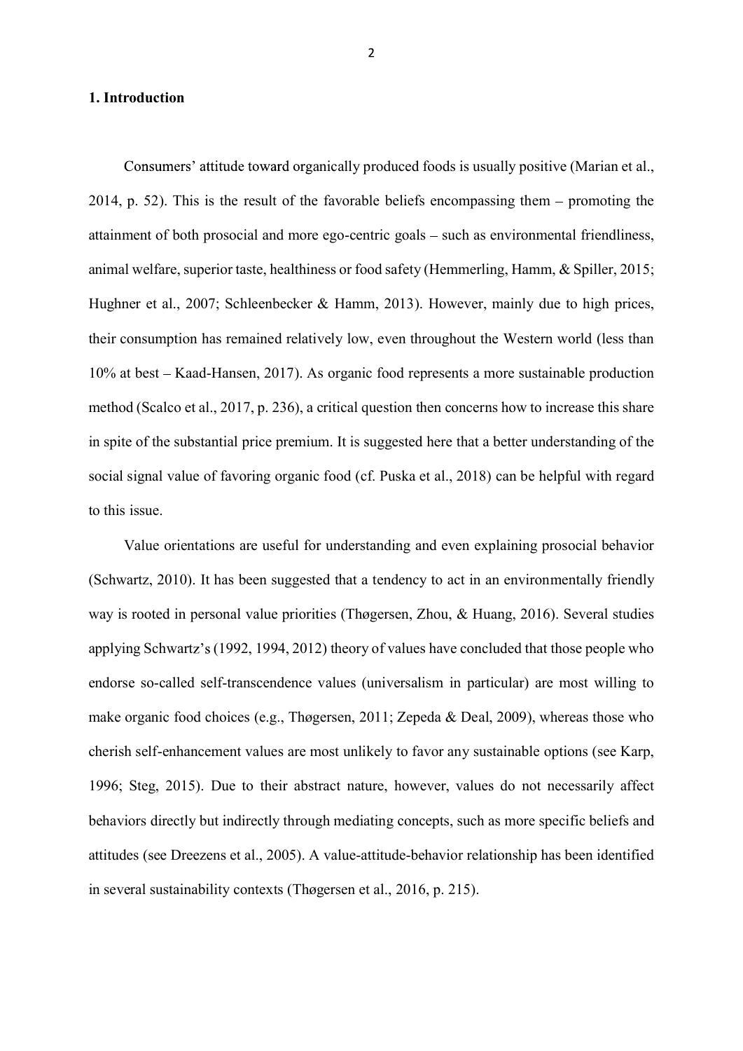## 1. Introduction

Consumers' attitude toward organically produced foods is usually positive (Marian et al., 2014, p. 52). This is the result of the favorable beliefs encompassing them – promoting the attainment of both prosocial and more ego-centric goals – such as environmental friendliness, animal welfare, superior taste, healthiness or food safety (Hemmerling, Hamm, & Spiller, 2015; Hughner et al., 2007; Schleenbecker & Hamm, 2013). However, mainly due to high prices, their consumption has remained relatively low, even throughout the Western world (less than 10% at best – Kaad-Hansen, 2017). As organic food represents a more sustainable production method (Scalco et al., 2017, p. 236), a critical question then concerns how to increase this share in spite of the substantial price premium. It is suggested here that a better understanding of the social signal value of favoring organic food (cf. Puska et al., 2018) can be helpful with regard to this issue.

Value orientations are useful for understanding and even explaining prosocial behavior (Schwartz, 2010). It has been suggested that a tendency to act in an environmentally friendly way is rooted in personal value priorities (Thøgersen, Zhou, & Huang, 2016). Several studies applying Schwartz's (1992, 1994, 2012) theory of values have concluded that those people who endorse so-called self-transcendence values (universalism in particular) are most willing to make organic food choices (e.g., Thøgersen, 2011; Zepeda & Deal, 2009), whereas those who cherish self-enhancement values are most unlikely to favor any sustainable options (see Karp, 1996; Steg, 2015). Due to their abstract nature, however, values do not necessarily affect behaviors directly but indirectly through mediating concepts, such as more specific beliefs and attitudes (see Dreezens et al., 2005). A value-attitude-behavior relationship has been identified in several sustainability contexts (Thøgersen et al., 2016, p. 215).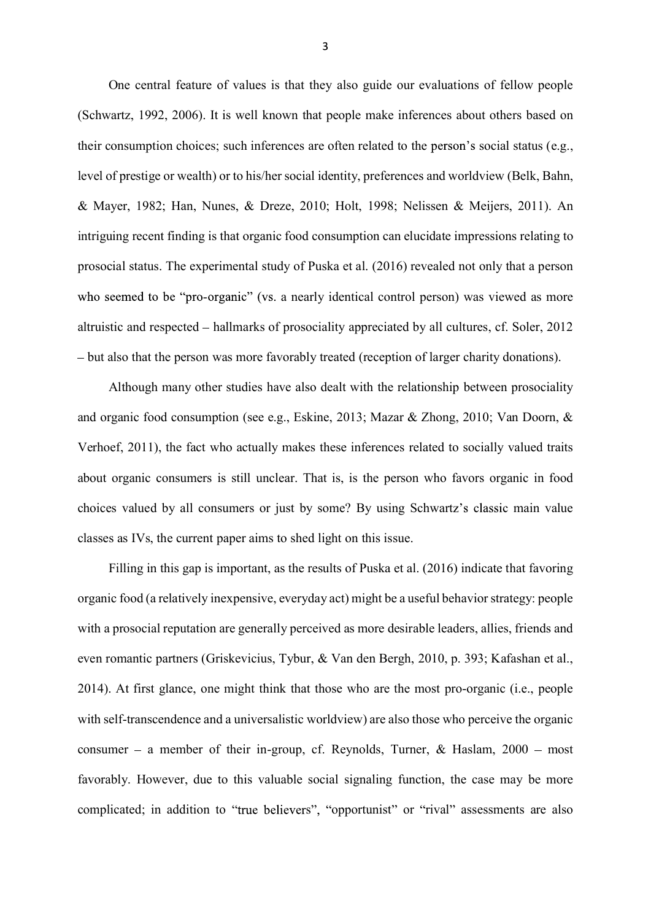One central feature of values is that they also guide our evaluations of fellow people (Schwartz, 1992, 2006). It is well known that people make inferences about others based on their consumption choices; such inferences are often related to the person's social status (e.g., level of prestige or wealth) or to his/her social identity, preferences and worldview (Belk, Bahn, & Mayer, 1982; Han, Nunes, & Dreze, 2010; Holt, 1998; Nelissen & Meijers, 2011). An intriguing recent finding is that organic food consumption can elucidate impressions relating to prosocial status. The experimental study of Puska et al. (2016) revealed not only that a person who seemed to be "pro-organic" (vs. a nearly identical control person) was viewed as more altruistic and respected – hallmarks of prosociality appreciated by all cultures, cf. Soler, 2012 – but also that the person was more favorably treated (reception of larger charity donations).

Although many other studies have also dealt with the relationship between prosociality and organic food consumption (see e.g., Eskine, 2013; Mazar & Zhong, 2010; Van Doorn, & Verhoef, 2011), the fact who actually makes these inferences related to socially valued traits about organic consumers is still unclear. That is, is the person who favors organic in food choices valued by all consumers or just by some? By using Schwartz's classic main value classes as IVs, the current paper aims to shed light on this issue.

Filling in this gap is important, as the results of Puska et al. (2016) indicate that favoring organic food (a relatively inexpensive, everyday act) might be a useful behavior strategy: people with a prosocial reputation are generally perceived as more desirable leaders, allies, friends and even romantic partners (Griskevicius, Tybur, & Van den Bergh, 2010, p. 393; Kafashan et al., 2014). At first glance, one might think that those who are the most pro-organic (i.e., people with self-transcendence and a universalistic worldview) are also those who perceive the organic consumer – a member of their in-group, cf. Reynolds, Turner, & Haslam, 2000 – most favorably. However, due to this valuable social signaling function, the case may be more complicated; in addition to "true believers", "opportunist" or "rival" assessments are also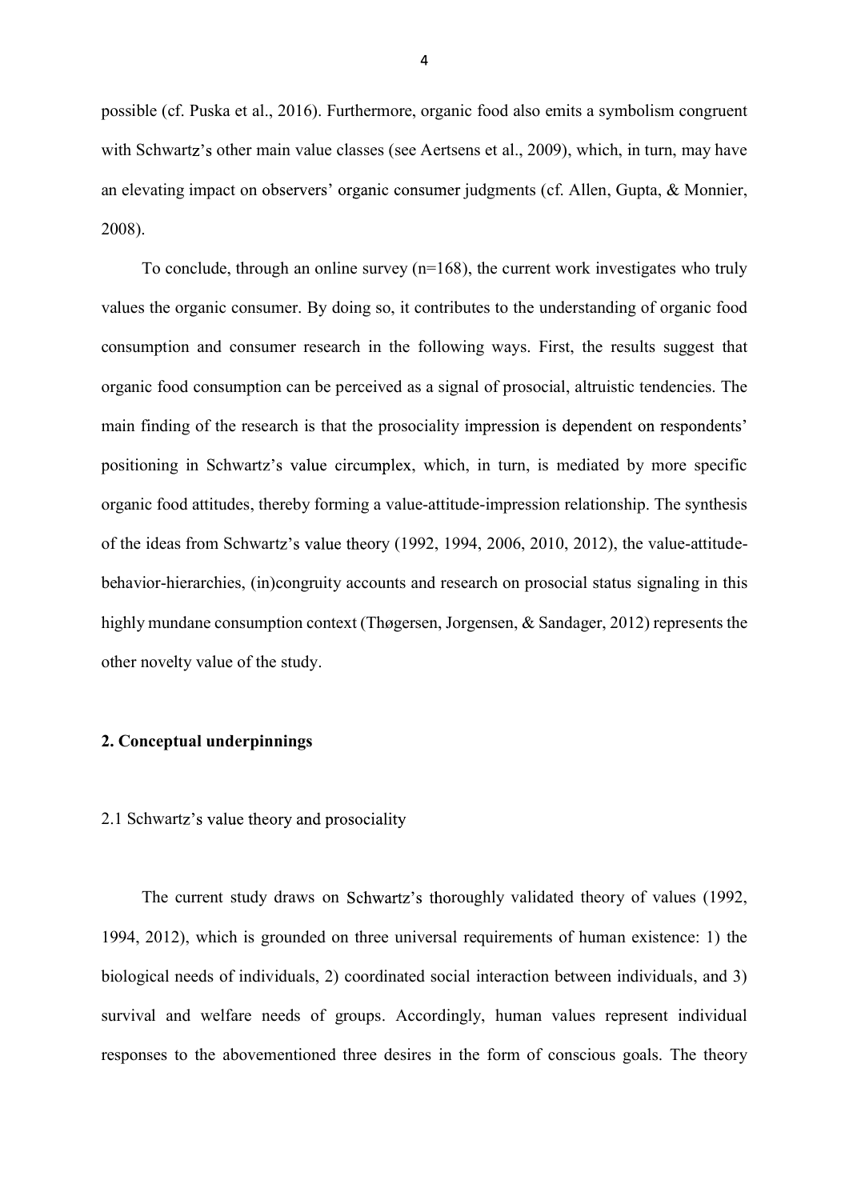possible (cf. Puska et al., 2016). Furthermore, organic food also emits a symbolism congruent with Schwartz's other main value classes (see Aertsens et al., 2009), which, in turn, may have an elevating impact on observers' organic consumer judgments (cf. Allen, Gupta, & Monnier, 2008).

To conclude, through an online survey (n=168), the current work investigates who truly values the organic consumer. By doing so, it contributes to the understanding of organic food consumption and consumer research in the following ways. First, the results suggest that organic food consumption can be perceived as a signal of prosocial, altruistic tendencies. The main finding of the research is that the prosociality impression is dependent on respondents' positioning in Schwartz's value circumplex, which, in turn, is mediated by more specific organic food attitudes, thereby forming a value-attitude-impression relationship. The synthesis of the ideas from Schwartz's value theory (1992, 1994, 2006, 2010, 2012), the value-attitude-behavior-hierarchies, (in)congruity accounts and research on prosocial status signaling in this highly mundane consumption context (Thøgersen, Jorgensen, & Sandager, 2012) represents the other novelty value of the study.

## 2. Conceptual underpinnings

### 2.1 Schwartz's value theory and prosociality

The current study draws on Schwartz's thoroughly validated theory of values (1992, 1994, 2012), which is grounded on three universal requirements of human existence: 1) the biological needs of individuals, 2) coordinated social interaction between individuals, and 3) survival and welfare needs of groups. Accordingly, human values represent individual responses to the abovementioned three desires in the form of conscious goals. The theory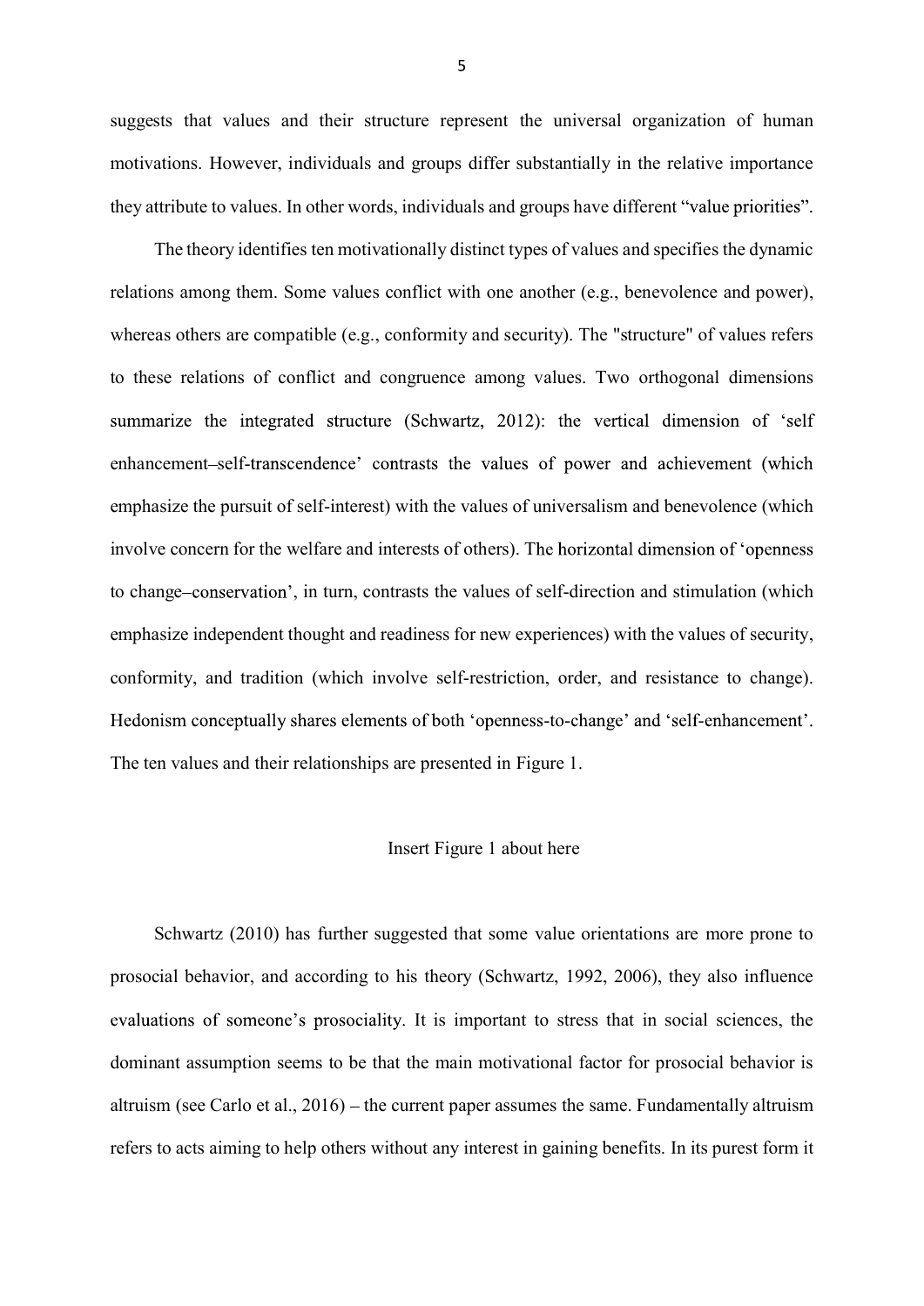suggests that values and their structure represent the universal organization of human motivations. However, individuals and groups differ substantially in the relative importance they attribute to values. In other words, individuals and groups have different "value priorities".

The theory identifies ten motivationally distinct types of values and specifies the dynamic relations among them. Some values conflict with one another (e.g., benevolence and power), whereas others are compatible (e.g., conformity and security). The "structure" of values refers to these relations of conflict and congruence among values. Two orthogonal dimensions summarize the integrated structure (Schwartz, 2012): the vertical dimension of 'self enhancement–self-transcendence' contrasts the values of power and achievement (which emphasize the pursuit of self-interest) with the values of universalism and benevolence (which involve concern for the welfare and interests of others). The horizontal dimension of 'openness to change–conservation', in turn, contrasts the values of self-direction and stimulation (which emphasize independent thought and readiness for new experiences) with the values of security, conformity, and tradition (which involve self-restriction, order, and resistance to change). Hedonism conceptually shares elements of both 'openness-to-change' and 'self-enhancement'. The ten values and their relationships are presented in Figure 1.

Insert Figure 1 about here

Schwartz (2010) has further suggested that some value orientations are more prone to prosocial behavior, and according to his theory (Schwartz, 1992, 2006), they also influence evaluations of someone's prosociality. It is important to stress that in social sciences, the dominant assumption seems to be that the main motivational factor for prosocial behavior is altruism (see Carlo et al., 2016) – the current paper assumes the same. Fundamentally altruism refers to acts aiming to help others without any interest in gaining benefits. In its purest form it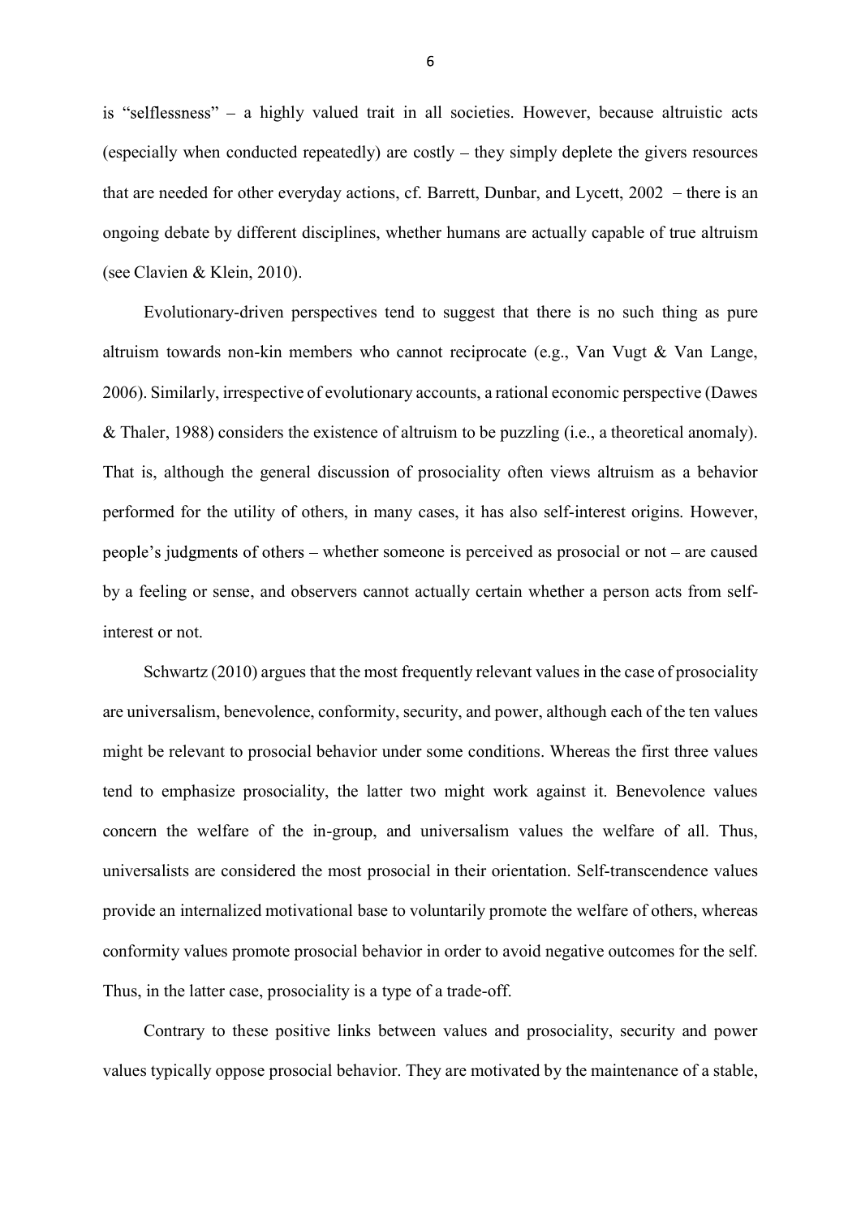is "selflessness" – a highly valued trait in all societies. However, because altruistic acts (especially when conducted repeatedly) are costly – they simply deplete the givers resources that are needed for other everyday actions, cf. Barrett, Dunbar, and Lycett, 2002 – there is an ongoing debate by different disciplines, whether humans are actually capable of true altruism (see Clavien & Klein, 2010).

Evolutionary-driven perspectives tend to suggest that there is no such thing as pure altruism towards non-kin members who cannot reciprocate (e.g., Van Vugt & Van Lange, 2006). Similarly, irrespective of evolutionary accounts, a rational economic perspective (Dawes & Thaler, 1988) considers the existence of altruism to be puzzling (i.e., a theoretical anomaly). That is, although the general discussion of prosociality often views altruism as a behavior performed for the utility of others, in many cases, it has also self-interest origins. However, people's judgments of others – whether someone is perceived as prosocial or not – are caused by a feeling or sense, and observers cannot actually certain whether a person acts from self-interest or not.

Schwartz (2010) argues that the most frequently relevant values in the case of prosociality are universalism, benevolence, conformity, security, and power, although each of the ten values might be relevant to prosocial behavior under some conditions. Whereas the first three values tend to emphasize prosociality, the latter two might work against it. Benevolence values concern the welfare of the in-group, and universalism values the welfare of all. Thus, universalists are considered the most prosocial in their orientation. Self-transcendence values provide an internalized motivational base to voluntarily promote the welfare of others, whereas conformity values promote prosocial behavior in order to avoid negative outcomes for the self. Thus, in the latter case, prosociality is a type of a trade-off.

Contrary to these positive links between values and prosociality, security and power values typically oppose prosocial behavior. They are motivated by the maintenance of a stable,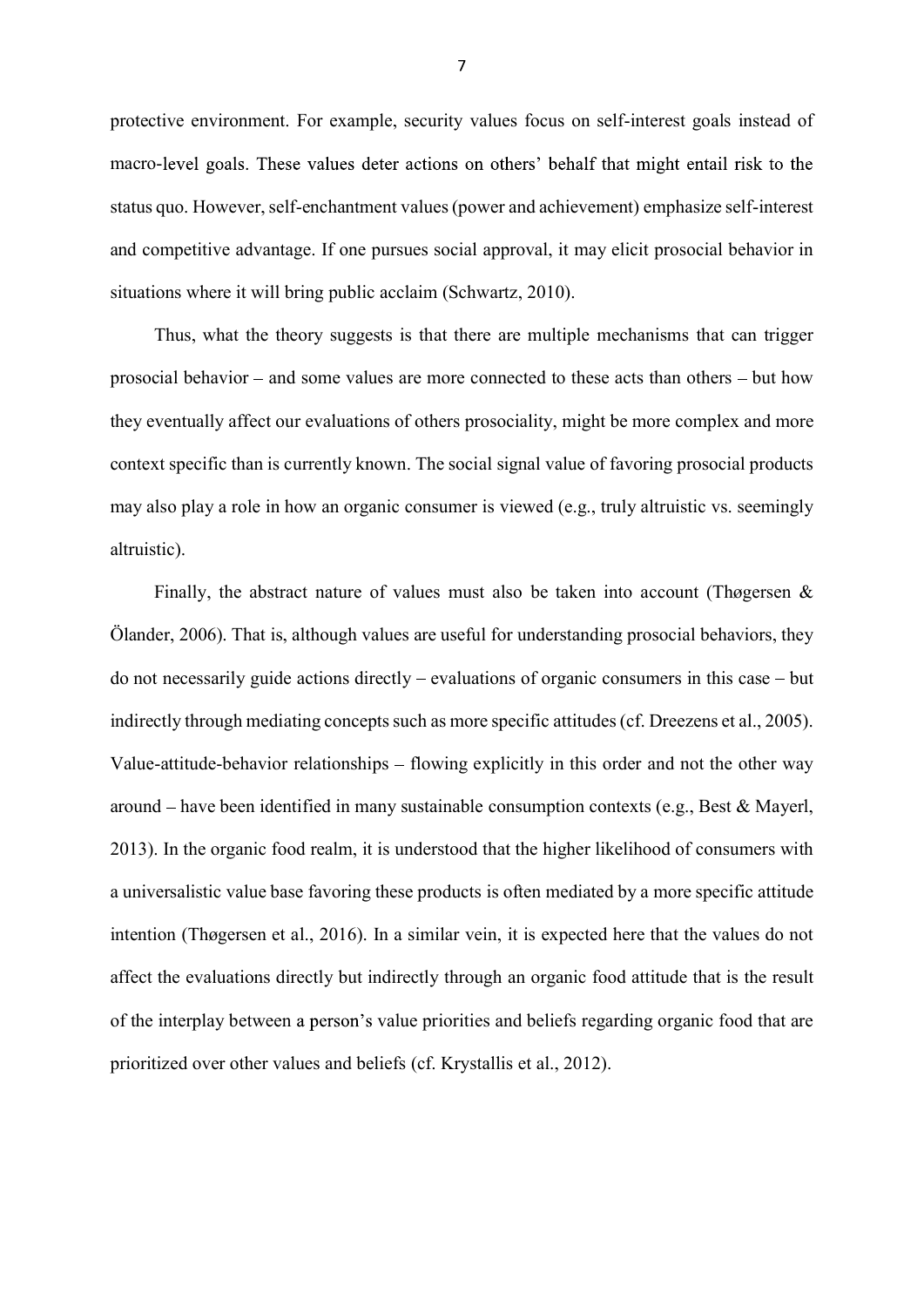protective environment. For example, security values focus on self-interest goals instead of macro-level goals. These values deter actions on others' behalf that might entail risk to the status quo. However, self-enchantment values (power and achievement) emphasize self-interest and competitive advantage. If one pursues social approval, it may elicit prosocial behavior in situations where it will bring public acclaim (Schwartz, 2010).

Thus, what the theory suggests is that there are multiple mechanisms that can trigger prosocial behavior – and some values are more connected to these acts than others – but how they eventually affect our evaluations of others prosociality, might be more complex and more context specific than is currently known. The social signal value of favoring prosocial products may also play a role in how an organic consumer is viewed (e.g., truly altruistic vs. seemingly altruistic).

Finally, the abstract nature of values must also be taken into account (Thøgersen & Ölander, 2006). That is, although values are useful for understanding prosocial behaviors, they do not necessarily guide actions directly – evaluations of organic consumers in this case – but indirectly through mediating concepts such as more specific attitudes (cf. Dreezens et al., 2005). Value-attitude-behavior relationships – flowing explicitly in this order and not the other way around – have been identified in many sustainable consumption contexts (e.g., Best & Mayerl, 2013). In the organic food realm, it is understood that the higher likelihood of consumers with a universalistic value base favoring these products is often mediated by a more specific attitude intention (Thøgersen et al., 2016). In a similar vein, it is expected here that the values do not affect the evaluations directly but indirectly through an organic food attitude that is the result of the interplay between a person's value priorities and beliefs regarding organic food that are prioritized over other values and beliefs (cf. Krystallis et al., 2012).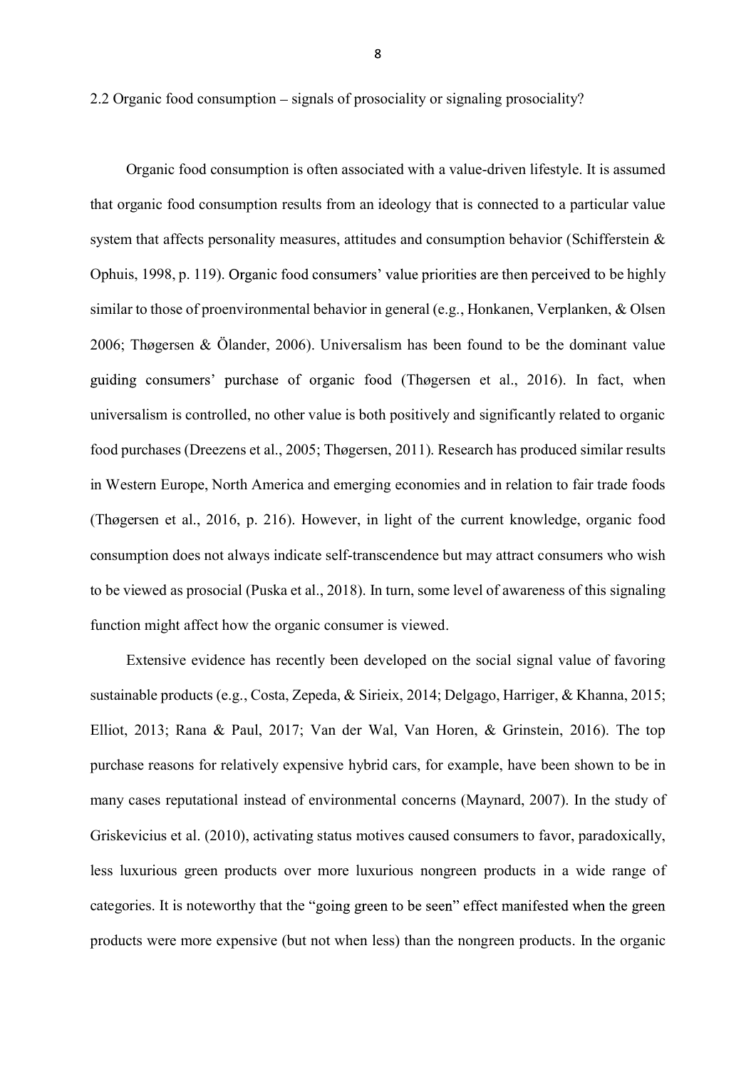### 2.2 Organic food consumption – signals of prosociality or signaling prosociality?

Organic food consumption is often associated with a value-driven lifestyle. It is assumed that organic food consumption results from an ideology that is connected to a particular value system that affects personality measures, attitudes and consumption behavior (Schifferstein & Ophuis, 1998, p. 119). Organic food consumers' value priorities are then perceived to be highly similar to those of proenvironmental behavior in general (e.g., Honkanen, Verplanken, & Olsen 2006; Thøgersen & Ölander, 2006). Universalism has been found to be the dominant value guiding consumers' purchase of organic food (Thøgersen et al., 2016). In fact, when universalism is controlled, no other value is both positively and significantly related to organic food purchases (Dreezens et al., 2005; Thøgersen, 2011). Research has produced similar results in Western Europe, North America and emerging economies and in relation to fair trade foods (Thøgersen et al., 2016, p. 216). However, in light of the current knowledge, organic food consumption does not always indicate self-transcendence but may attract consumers who wish to be viewed as prosocial (Puska et al., 2018). In turn, some level of awareness of this signaling function might affect how the organic consumer is viewed.

Extensive evidence has recently been developed on the social signal value of favoring sustainable products (e.g., Costa, Zepeda, & Sirieix, 2014; Delgago, Harriger, & Khanna, 2015; Elliot, 2013; Rana & Paul, 2017; Van der Wal, Van Horen, & Grinstein, 2016). The top purchase reasons for relatively expensive hybrid cars, for example, have been shown to be in many cases reputational instead of environmental concerns (Maynard, 2007). In the study of Griskevicius et al. (2010), activating status motives caused consumers to favor, paradoxically, less luxurious green products over more luxurious nongreen products in a wide range of categories. It is noteworthy that the "going green to be seen" effect manifested when the green products were more expensive (but not when less) than the nongreen products. In the organic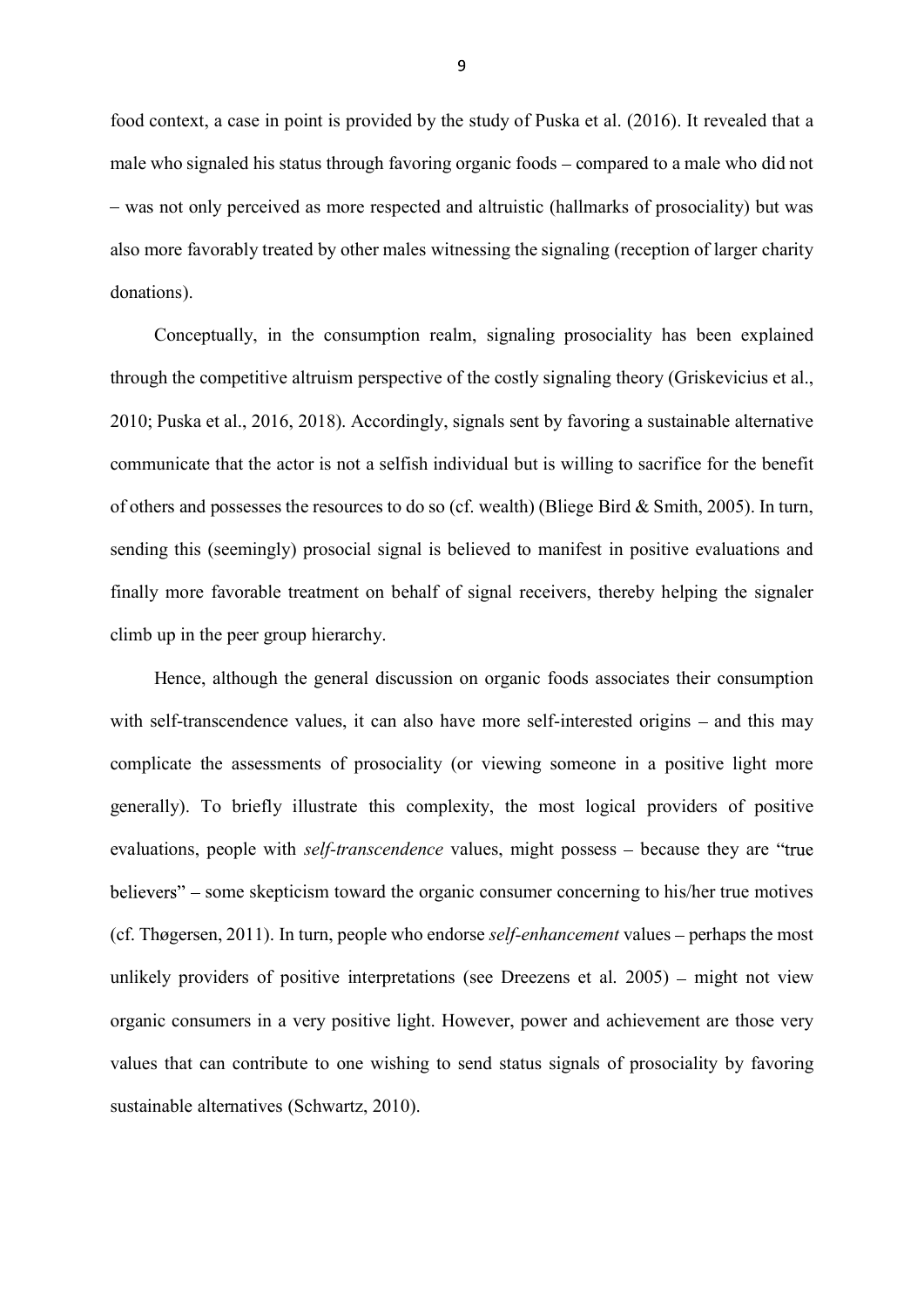food context, a case in point is provided by the study of Puska et al. (2016). It revealed that a male who signaled his status through favoring organic foods – compared to a male who did not – was not only perceived as more respected and altruistic (hallmarks of prosociality) but was also more favorably treated by other males witnessing the signaling (reception of larger charity donations).

Conceptually, in the consumption realm, signaling prosociality has been explained through the competitive altruism perspective of the costly signaling theory (Griskevicius et al., 2010; Puska et al., 2016, 2018). Accordingly, signals sent by favoring a sustainable alternative communicate that the actor is not a selfish individual but is willing to sacrifice for the benefit of others and possesses the resources to do so (cf. wealth) (Bliege Bird & Smith, 2005). In turn, sending this (seemingly) prosocial signal is believed to manifest in positive evaluations and finally more favorable treatment on behalf of signal receivers, thereby helping the signaler climb up in the peer group hierarchy.

Hence, although the general discussion on organic foods associates their consumption with self-transcendence values, it can also have more self-interested origins – and this may complicate the assessments of prosociality (or viewing someone in a positive light more generally). To briefly illustrate this complexity, the most logical providers of positive evaluations, people with *self-transcendence* values, might possess – because they are "true believers" – some skepticism toward the organic consumer concerning to his/her true motives (cf. Thøgersen, 2011). In turn, people who endorse *self-enhancement* values – perhaps the most unlikely providers of positive interpretations (see Dreezens et al. 2005) – might not view organic consumers in a very positive light. However, power and achievement are those very values that can contribute to one wishing to send status signals of prosociality by favoring sustainable alternatives (Schwartz, 2010).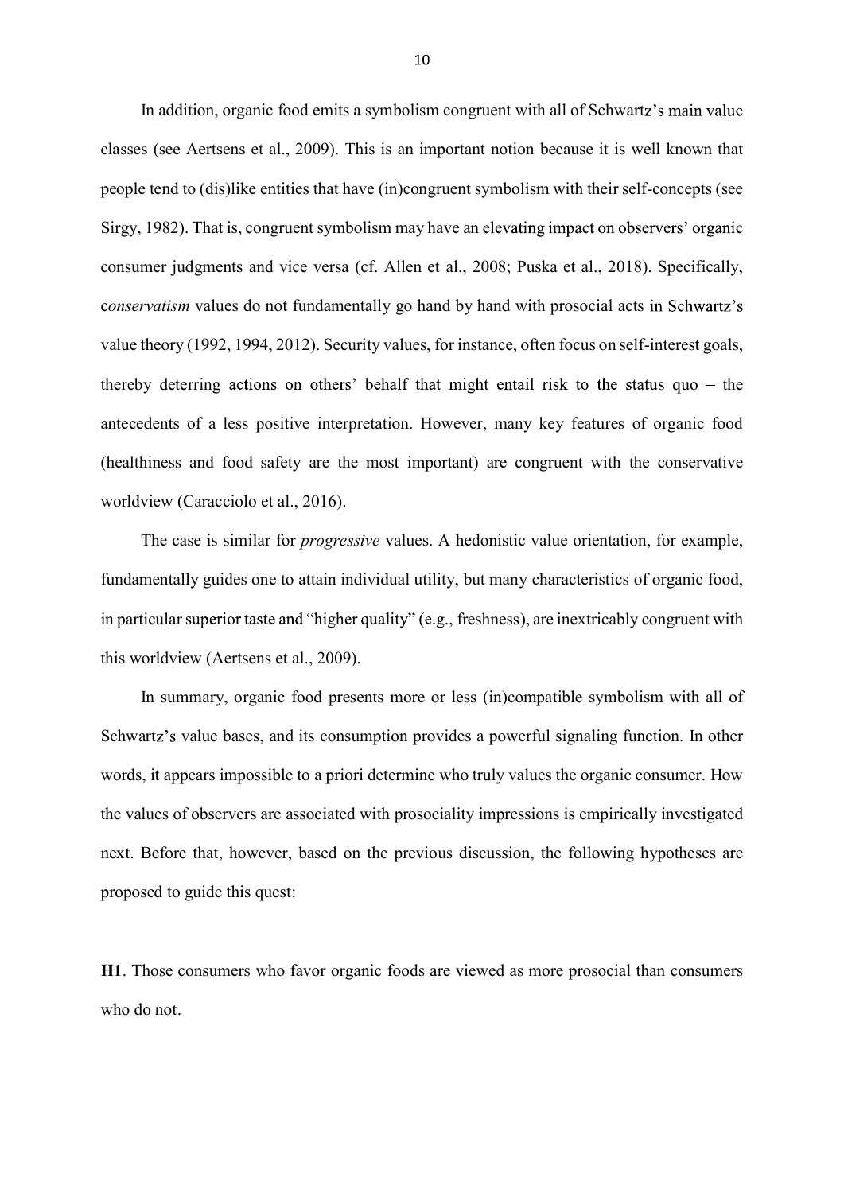In addition, organic food emits a symbolism congruent with all of Schwartz's main value classes (see Aertsens et al., 2009). This is an important notion because it is well known that people tend to (dis)like entities that have (in)congruent symbolism with their self-concepts (see Sirgy, 1982). That is, congruent symbolism may have an elevating impact on observers' organic consumer judgments and vice versa (cf. Allen et al., 2008; Puska et al., 2018). Specifically, c*onservatism* values do not fundamentally go hand by hand with prosocial acts in Schwartz's value theory (1992, 1994, 2012). Security values, for instance, often focus on self-interest goals, thereby deterring actions on others' behalf that might entail risk to the status quo – the antecedents of a less positive interpretation. However, many key features of organic food (healthiness and food safety are the most important) are congruent with the conservative worldview (Caracciolo et al., 2016).

The case is similar for *progressive* values. A hedonistic value orientation, for example, fundamentally guides one to attain individual utility, but many characteristics of organic food, in particular superior taste and "higher quality" (e.g., freshness), are inextricably congruent with this worldview (Aertsens et al., 2009).

In summary, organic food presents more or less (in)compatible symbolism with all of Schwartz's value bases, and its consumption provides a powerful signaling function. In other words, it appears impossible to a priori determine who truly values the organic consumer. How the values of observers are associated with prosociality impressions is empirically investigated next. Before that, however, based on the previous discussion, the following hypotheses are proposed to guide this quest:

**H1**. Those consumers who favor organic foods are viewed as more prosocial than consumers who do not.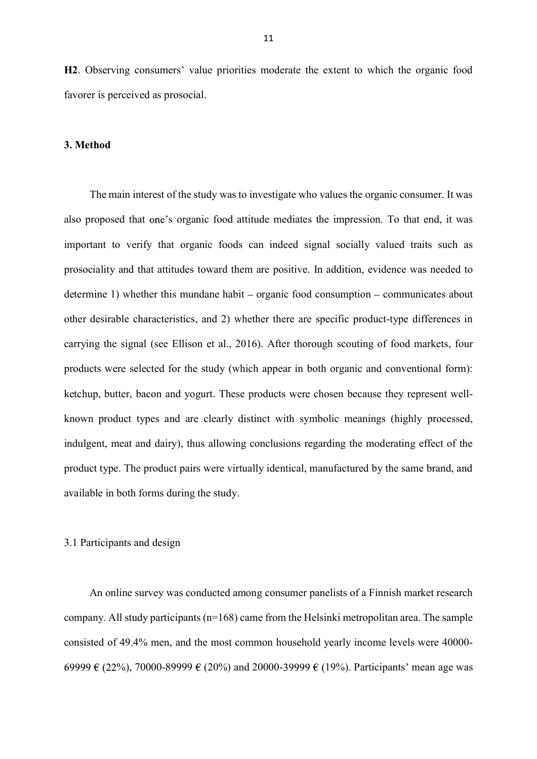**H2**. Observing consumers' value priorities moderate the extent to which the organic food favorer is perceived as prosocial.

## 3. Method

The main interest of the study was to investigate who values the organic consumer. It was also proposed that one's organic food attitude mediates the impression. To that end, it was important to verify that organic foods can indeed signal socially valued traits such as prosociality and that attitudes toward them are positive. In addition, evidence was needed to determine 1) whether this mundane habit – organic food consumption – communicates about other desirable characteristics, and 2) whether there are specific product-type differences in carrying the signal (see Ellison et al., 2016). After thorough scouting of food markets, four products were selected for the study (which appear in both organic and conventional form): ketchup, butter, bacon and yogurt. These products were chosen because they represent well-known product types and are clearly distinct with symbolic meanings (highly processed, indulgent, meat and dairy), thus allowing conclusions regarding the moderating effect of the product type. The product pairs were virtually identical, manufactured by the same brand, and available in both forms during the study.

### 3.1 Participants and design

An online survey was conducted among consumer panelists of a Finnish market research company. All study participants (n=168) came from the Helsinki metropolitan area. The sample consisted of 49.4% men, and the most common household yearly income levels were 40000-69999 € (22%), 70000-89999 € (20%) and 20000-39999 € (19%). Participants' mean age was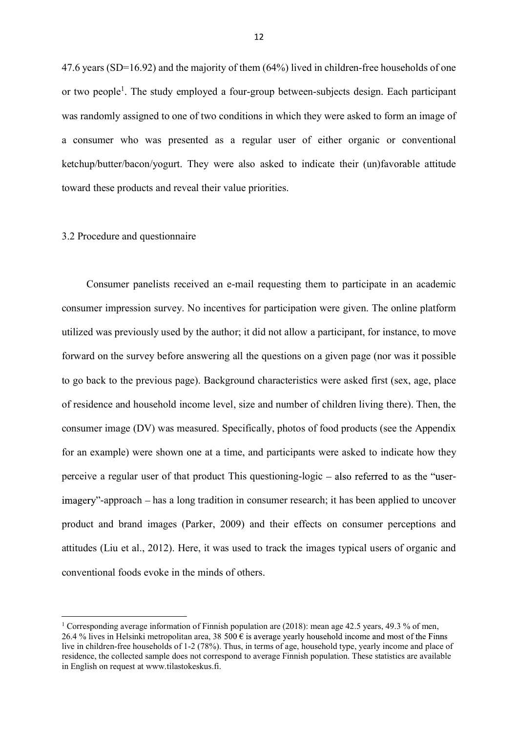47.6 years (SD=16.92) and the majority of them (64%) lived in children-free households of one or two people[1]. The study employed a four-group between-subjects design. Each participant was randomly assigned to one of two conditions in which they were asked to form an image of a consumer who was presented as a regular user of either organic or conventional ketchup/butter/bacon/yogurt. They were also asked to indicate their (un)favorable attitude toward these products and reveal their value priorities.

### 3.2 Procedure and questionnaire

Consumer panelists received an e-mail requesting them to participate in an academic consumer impression survey. No incentives for participation were given. The online platform utilized was previously used by the author; it did not allow a participant, for instance, to move forward on the survey before answering all the questions on a given page (nor was it possible to go back to the previous page). Background characteristics were asked first (sex, age, place of residence and household income level, size and number of children living there). Then, the consumer image (DV) was measured. Specifically, photos of food products (see the Appendix for an example) were shown one at a time, and participants were asked to indicate how they perceive a regular user of that product This questioning-logic – also referred to as the "user-imagery"-approach – has a long tradition in consumer research; it has been applied to uncover product and brand images (Parker, 2009) and their effects on consumer perceptions and attitudes (Liu et al., 2012). Here, it was used to track the images typical users of organic and conventional foods evoke in the minds of others.

[1] Corresponding average information of Finnish population are (2018): mean age 42.5 years, 49.3 % of men, 26.4 % lives in Helsinki metropolitan area, 38 500 € is average yearly household income and most of the Finns live in children-free households of 1-2 (78%). Thus, in terms of age, household type, yearly income and place of residence, the collected sample does not correspond to average Finnish population. These statistics are available in English on request at www.tilastokeskus.fi.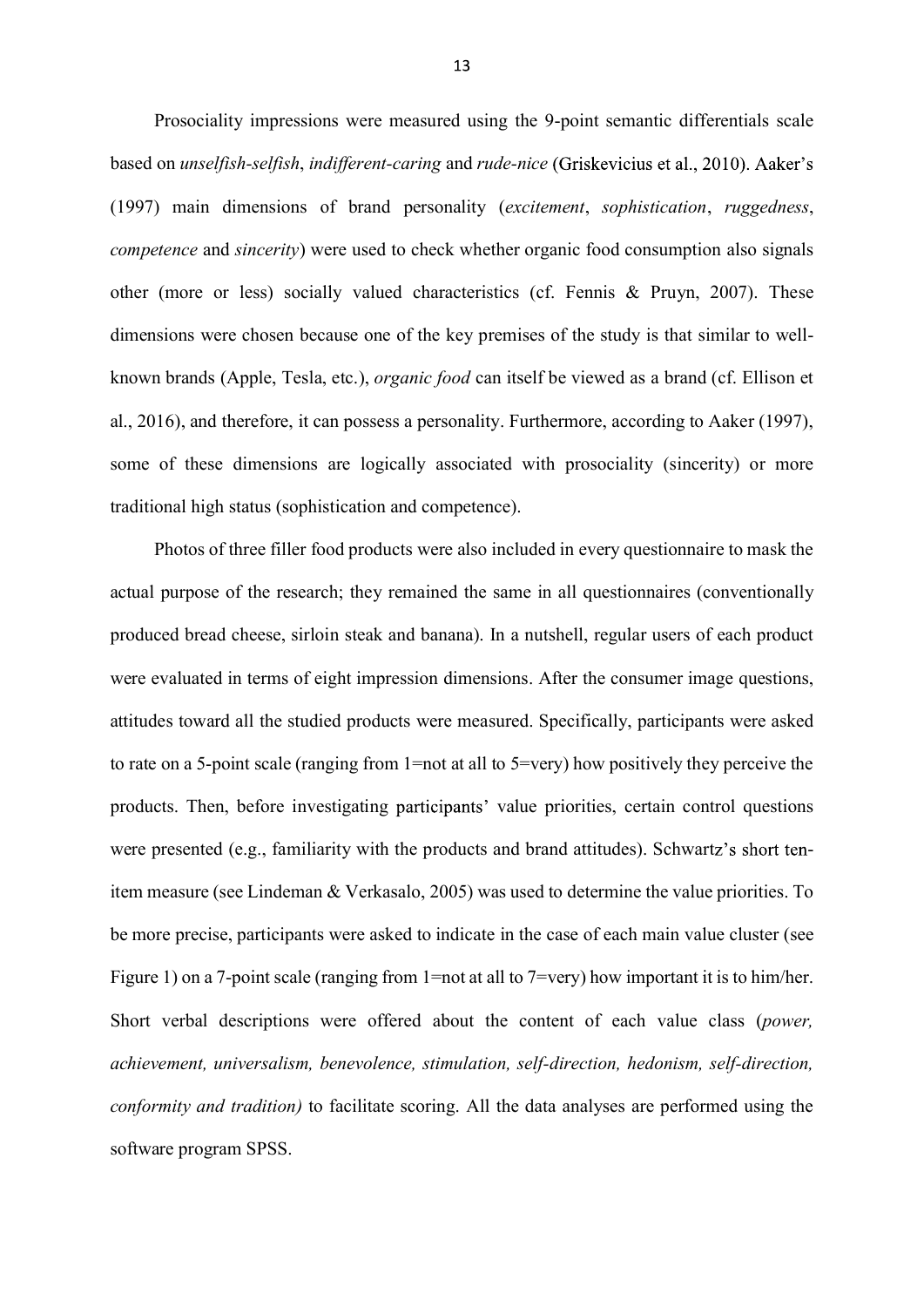Prosociality impressions were measured using the 9-point semantic differentials scale based on *unselfish-selfish*, *indifferent-caring* and *rude-nice* (Griskevicius et al., 2010). Aaker's (1997) main dimensions of brand personality (*excitement*, *sophistication*, *ruggedness*, *competence* and *sincerity*) were used to check whether organic food consumption also signals other (more or less) socially valued characteristics (cf. Fennis & Pruyn, 2007). These dimensions were chosen because one of the key premises of the study is that similar to well-known brands (Apple, Tesla, etc.), *organic food* can itself be viewed as a brand (cf. Ellison et al., 2016), and therefore, it can possess a personality. Furthermore, according to Aaker (1997), some of these dimensions are logically associated with prosociality (sincerity) or more traditional high status (sophistication and competence).

Photos of three filler food products were also included in every questionnaire to mask the actual purpose of the research; they remained the same in all questionnaires (conventionally produced bread cheese, sirloin steak and banana). In a nutshell, regular users of each product were evaluated in terms of eight impression dimensions. After the consumer image questions, attitudes toward all the studied products were measured. Specifically, participants were asked to rate on a 5-point scale (ranging from 1=not at all to 5=very) how positively they perceive the products. Then, before investigating participants' value priorities, certain control questions were presented (e.g., familiarity with the products and brand attitudes). Schwartz's short ten-item measure (see Lindeman & Verkasalo, 2005) was used to determine the value priorities. To be more precise, participants were asked to indicate in the case of each main value cluster (see Figure 1) on a 7-point scale (ranging from 1=not at all to 7=very) how important it is to him/her. Short verbal descriptions were offered about the content of each value class (*power, achievement, universalism, benevolence, stimulation, self-direction, hedonism, self-direction, conformity and tradition)* to facilitate scoring. All the data analyses are performed using the software program SPSS.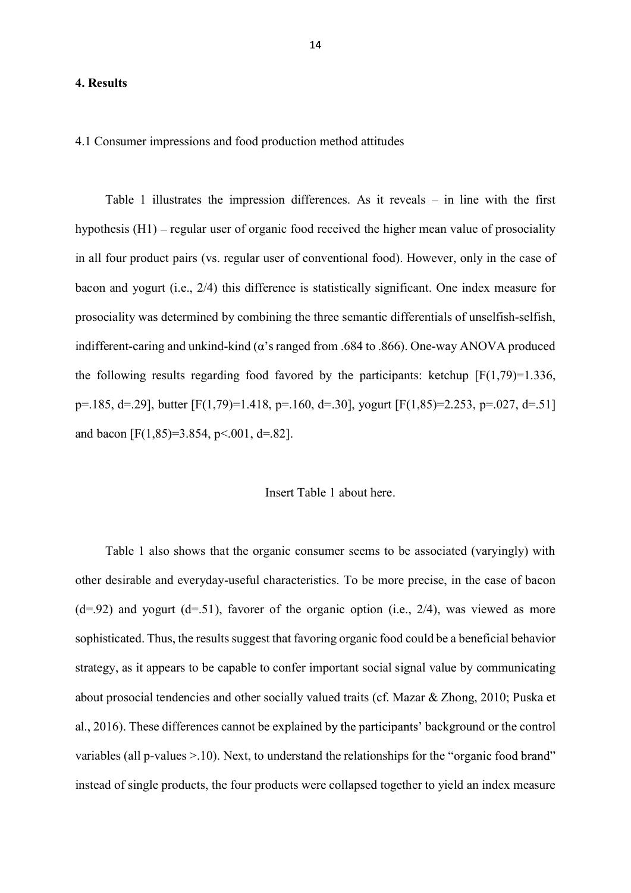## 4. Results

4.1 Consumer impressions and food production method attitudes

Table 1 illustrates the impression differences. As it reveals – in line with the first hypothesis (H1) – regular user of organic food received the higher mean value of prosociality in all four product pairs (vs. regular user of conventional food). However, only in the case of bacon and yogurt (i.e., 2/4) this difference is statistically significant. One index measure for prosociality was determined by combining the three semantic differentials of unselfish-selfish, indifferent-caring and unkind-kind (α's ranged from .684 to .866). One-way ANOVA produced the following results regarding food favored by the participants: ketchup [$F(1,79)=1.336$, $p=.185$, $d=.29$], butter [$F(1,79)=1.418$, $p=.160$, $d=.30$], yogurt [$F(1,85)=2.253$, $p=.027$, $d=.51$] and bacon [$F(1,85)=3.854$, $p<.001$, $d=.82$].

Insert Table 1 about here.

Table 1 also shows that the organic consumer seems to be associated (varyingly) with other desirable and everyday-useful characteristics. To be more precise, in the case of bacon ($d=.92$) and yogurt ($d=.51$), favorer of the organic option (i.e., 2/4), was viewed as more sophisticated. Thus, the results suggest that favoring organic food could be a beneficial behavior strategy, as it appears to be capable to confer important social signal value by communicating about prosocial tendencies and other socially valued traits (cf. Mazar & Zhong, 2010; Puska et al., 2016). These differences cannot be explained by the participants' background or the control variables (all p-values >.10). Next, to understand the relationships for the "organic food brand" instead of single products, the four products were collapsed together to yield an index measure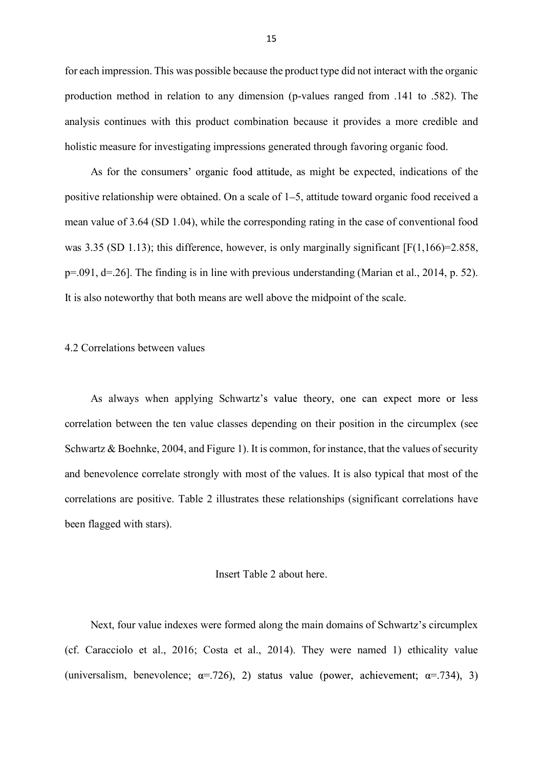for each impression. This was possible because the product type did not interact with the organic production method in relation to any dimension (p-values ranged from .141 to .582). The analysis continues with this product combination because it provides a more credible and holistic measure for investigating impressions generated through favoring organic food.

As for the consumers' organic food attitude, as might be expected, indications of the positive relationship were obtained. On a scale of 1–5, attitude toward organic food received a mean value of 3.64 (SD 1.04), while the corresponding rating in the case of conventional food was 3.35 (SD 1.13); this difference, however, is only marginally significant [$F(1,166)=2.858$, $p=.091$, $d=.26$]. The finding is in line with previous understanding (Marian et al., 2014, p. 52). It is also noteworthy that both means are well above the midpoint of the scale.

## 4.2 Correlations between values

As always when applying Schwartz's value theory, one can expect more or less correlation between the ten value classes depending on their position in the circumplex (see Schwartz & Boehnke, 2004, and Figure 1). It is common, for instance, that the values of security and benevolence correlate strongly with most of the values. It is also typical that most of the correlations are positive. Table 2 illustrates these relationships (significant correlations have been flagged with stars).

Insert Table 2 about here.

Next, four value indexes were formed along the main domains of Schwartz's circumplex (cf. Caracciolo et al., 2016; Costa et al., 2014). They were named 1) ethicality value (universalism, benevolence; $\alpha=.726$), 2) status value (power, achievement; $\alpha=.734$), 3)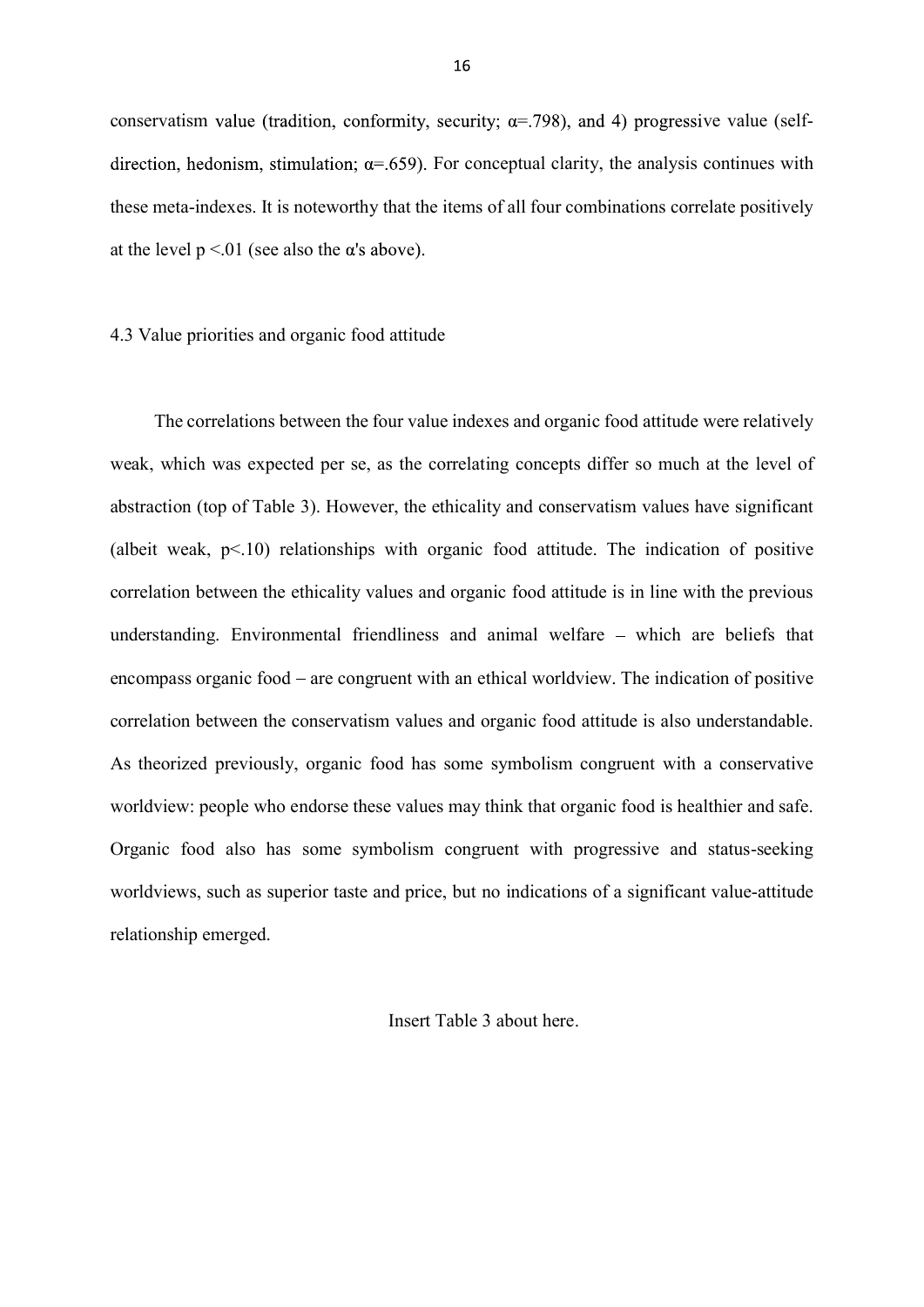conservatism value (tradition, conformity, security; $\alpha$=.798), and 4) progressive value (self-direction, hedonism, stimulation; $\alpha$=.659). For conceptual clarity, the analysis continues with these meta-indexes. It is noteworthy that the items of all four combinations correlate positively at the level $p < .01$ (see also the $\alpha$'s above).

### 4.3 Value priorities and organic food attitude

The correlations between the four value indexes and organic food attitude were relatively weak, which was expected per se, as the correlating concepts differ so much at the level of abstraction (top of Table 3). However, the ethicality and conservatism values have significant (albeit weak, $p<.10$) relationships with organic food attitude. The indication of positive correlation between the ethicality values and organic food attitude is in line with the previous understanding. Environmental friendliness and animal welfare – which are beliefs that encompass organic food – are congruent with an ethical worldview. The indication of positive correlation between the conservatism values and organic food attitude is also understandable. As theorized previously, organic food has some symbolism congruent with a conservative worldview: people who endorse these values may think that organic food is healthier and safe. Organic food also has some symbolism congruent with progressive and status-seeking worldviews, such as superior taste and price, but no indications of a significant value-attitude relationship emerged.

Insert Table 3 about here.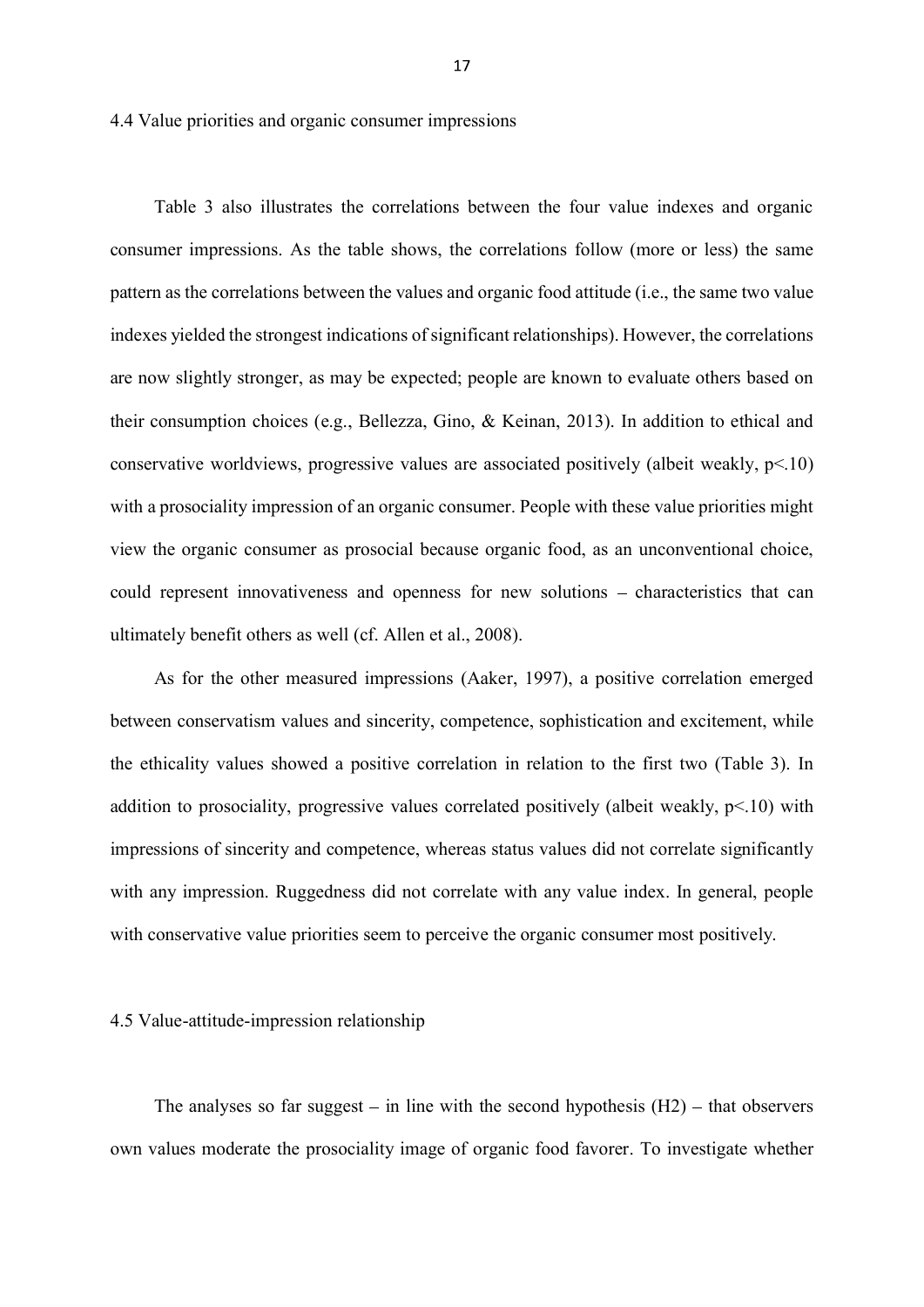### 4.4 Value priorities and organic consumer impressions

Table 3 also illustrates the correlations between the four value indexes and organic consumer impressions. As the table shows, the correlations follow (more or less) the same pattern as the correlations between the values and organic food attitude (i.e., the same two value indexes yielded the strongest indications of significant relationships). However, the correlations are now slightly stronger, as may be expected; people are known to evaluate others based on their consumption choices (e.g., Bellezza, Gino, & Keinan, 2013). In addition to ethical and conservative worldviews, progressive values are associated positively (albeit weakly, $p<.10$) with a prosociality impression of an organic consumer. People with these value priorities might view the organic consumer as prosocial because organic food, as an unconventional choice, could represent innovativeness and openness for new solutions – characteristics that can ultimately benefit others as well (cf. Allen et al., 2008).

As for the other measured impressions (Aaker, 1997), a positive correlation emerged between conservatism values and sincerity, competence, sophistication and excitement, while the ethicality values showed a positive correlation in relation to the first two (Table 3). In addition to prosociality, progressive values correlated positively (albeit weakly, $p<.10$) with impressions of sincerity and competence, whereas status values did not correlate significantly with any impression. Ruggedness did not correlate with any value index. In general, people with conservative value priorities seem to perceive the organic consumer most positively.

### 4.5 Value-attitude-impression relationship

The analyses so far suggest – in line with the second hypothesis (H2) – that observers own values moderate the prosociality image of organic food favorer. To investigate whether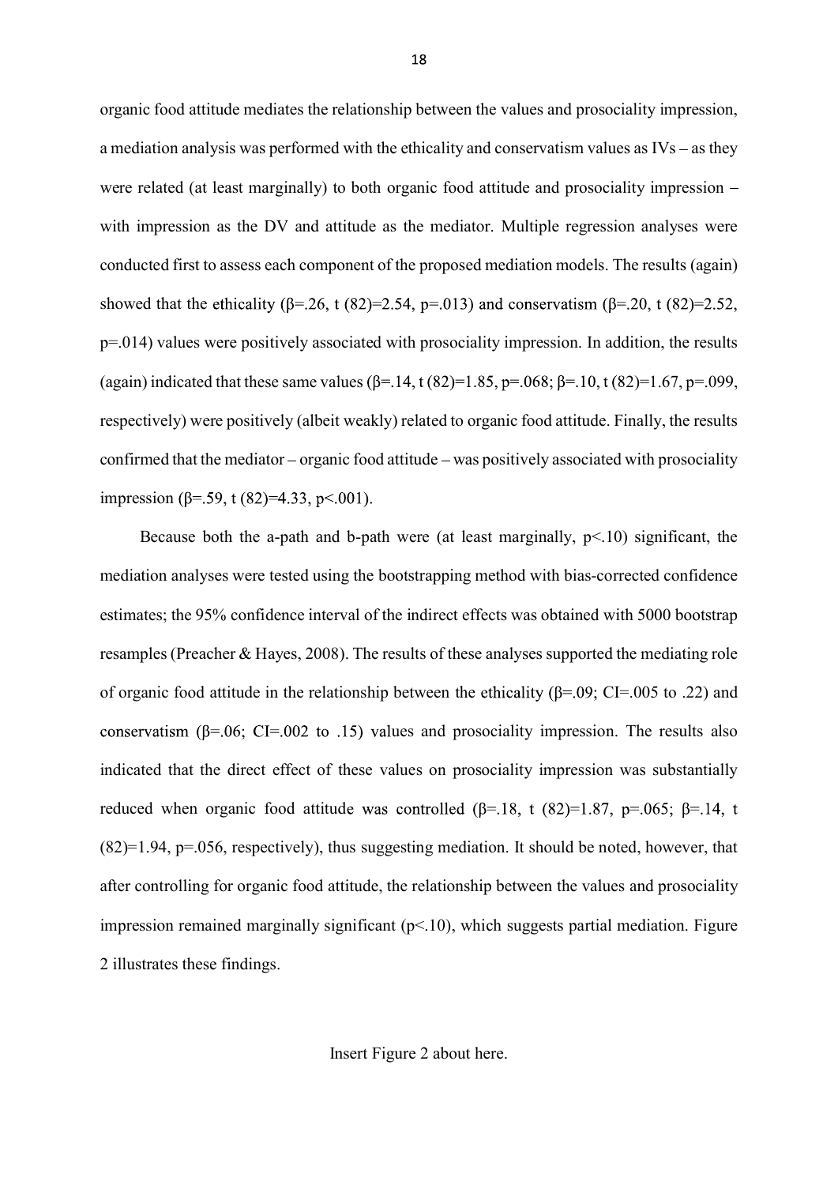organic food attitude mediates the relationship between the values and prosociality impression, a mediation analysis was performed with the ethicality and conservatism values as IVs – as they were related (at least marginally) to both organic food attitude and prosociality impression – with impression as the DV and attitude as the mediator. Multiple regression analyses were conducted first to assess each component of the proposed mediation models. The results (again) showed that the ethicality ($\beta$=.26, t (82)=2.54, p=.013) and conservatism ($\beta$=.20, t (82)=2.52, p=.014) values were positively associated with prosociality impression. In addition, the results (again) indicated that these same values ($\beta$=.14, t (82)=1.85, p=.068; $\beta$=.10, t (82)=1.67, p=.099, respectively) were positively (albeit weakly) related to organic food attitude. Finally, the results confirmed that the mediator – organic food attitude – was positively associated with prosociality impression ($\beta$=.59, t (82)=4.33, p<.001).

Because both the a-path and b-path were (at least marginally, p<.10) significant, the mediation analyses were tested using the bootstrapping method with bias-corrected confidence estimates; the 95% confidence interval of the indirect effects was obtained with 5000 bootstrap resamples (Preacher & Hayes, 2008). The results of these analyses supported the mediating role of organic food attitude in the relationship between the ethicality ($\beta$=.09; CI=.005 to .22) and conservatism ($\beta$=.06; CI=.002 to .15) values and prosociality impression. The results also indicated that the direct effect of these values on prosociality impression was substantially reduced when organic food attitude was controlled ($\beta$=.18, t (82)=1.87, p=.065; $\beta$=.14, t (82)=1.94, p=.056, respectively), thus suggesting mediation. It should be noted, however, that after controlling for organic food attitude, the relationship between the values and prosociality impression remained marginally significant (p<.10), which suggests partial mediation. Figure 2 illustrates these findings.

Insert Figure 2 about here.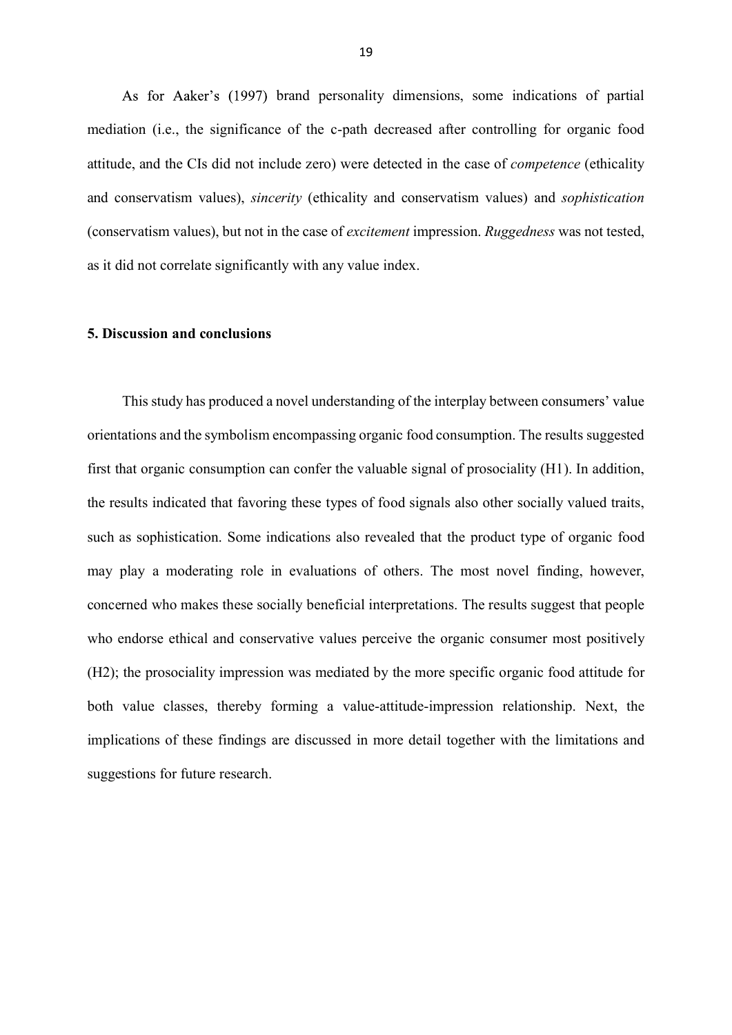As for Aaker's (1997) brand personality dimensions, some indications of partial mediation (i.e., the significance of the c-path decreased after controlling for organic food attitude, and the CIs did not include zero) were detected in the case of *competence* (ethicality and conservatism values), *sincerity* (ethicality and conservatism values) and *sophistication* (conservatism values), but not in the case of *excitement* impression. *Ruggedness* was not tested, as it did not correlate significantly with any value index.

## 5. Discussion and conclusions

This study has produced a novel understanding of the interplay between consumers' value orientations and the symbolism encompassing organic food consumption. The results suggested first that organic consumption can confer the valuable signal of prosociality (H1). In addition, the results indicated that favoring these types of food signals also other socially valued traits, such as sophistication. Some indications also revealed that the product type of organic food may play a moderating role in evaluations of others. The most novel finding, however, concerned who makes these socially beneficial interpretations. The results suggest that people who endorse ethical and conservative values perceive the organic consumer most positively (H2); the prosociality impression was mediated by the more specific organic food attitude for both value classes, thereby forming a value-attitude-impression relationship. Next, the implications of these findings are discussed in more detail together with the limitations and suggestions for future research.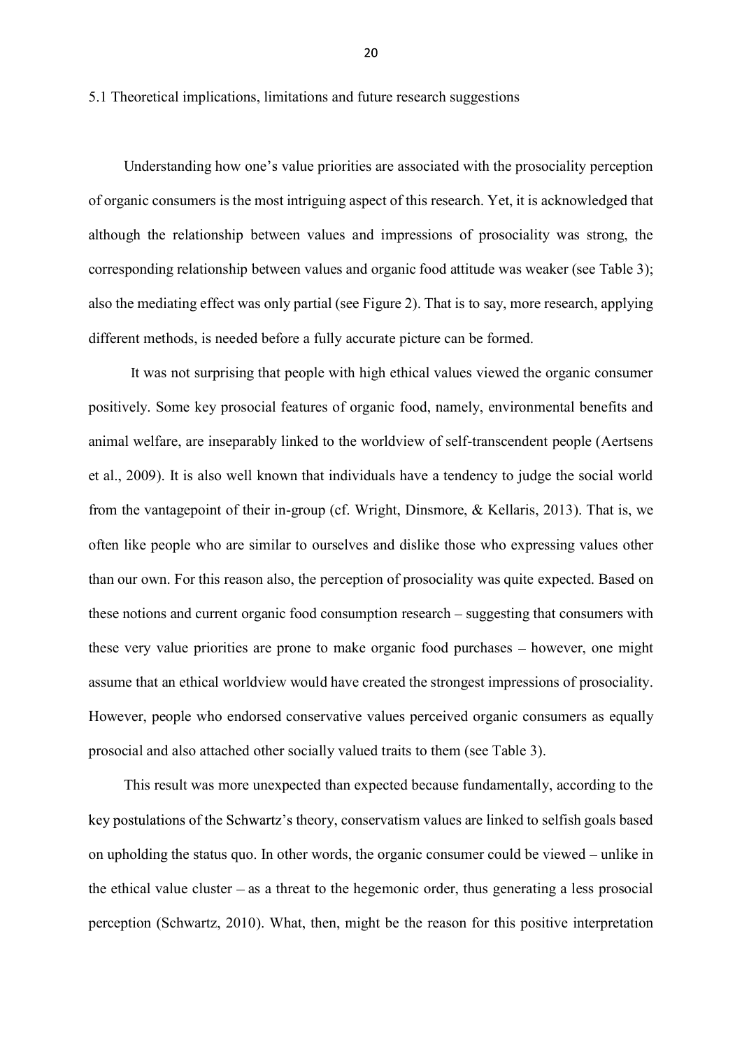## 5.1 Theoretical implications, limitations and future research suggestions

Understanding how one's value priorities are associated with the prosociality perception of organic consumers is the most intriguing aspect of this research. Yet, it is acknowledged that although the relationship between values and impressions of prosociality was strong, the corresponding relationship between values and organic food attitude was weaker (see Table 3); also the mediating effect was only partial (see Figure 2). That is to say, more research, applying different methods, is needed before a fully accurate picture can be formed.

It was not surprising that people with high ethical values viewed the organic consumer positively. Some key prosocial features of organic food, namely, environmental benefits and animal welfare, are inseparably linked to the worldview of self-transcendent people (Aertsens et al., 2009). It is also well known that individuals have a tendency to judge the social world from the vantagepoint of their in-group (cf. Wright, Dinsmore, & Kellaris, 2013). That is, we often like people who are similar to ourselves and dislike those who expressing values other than our own. For this reason also, the perception of prosociality was quite expected. Based on these notions and current organic food consumption research – suggesting that consumers with these very value priorities are prone to make organic food purchases – however, one might assume that an ethical worldview would have created the strongest impressions of prosociality. However, people who endorsed conservative values perceived organic consumers as equally prosocial and also attached other socially valued traits to them (see Table 3).

This result was more unexpected than expected because fundamentally, according to the key postulations of the Schwartz's theory, conservatism values are linked to selfish goals based on upholding the status quo. In other words, the organic consumer could be viewed – unlike in the ethical value cluster – as a threat to the hegemonic order, thus generating a less prosocial perception (Schwartz, 2010). What, then, might be the reason for this positive interpretation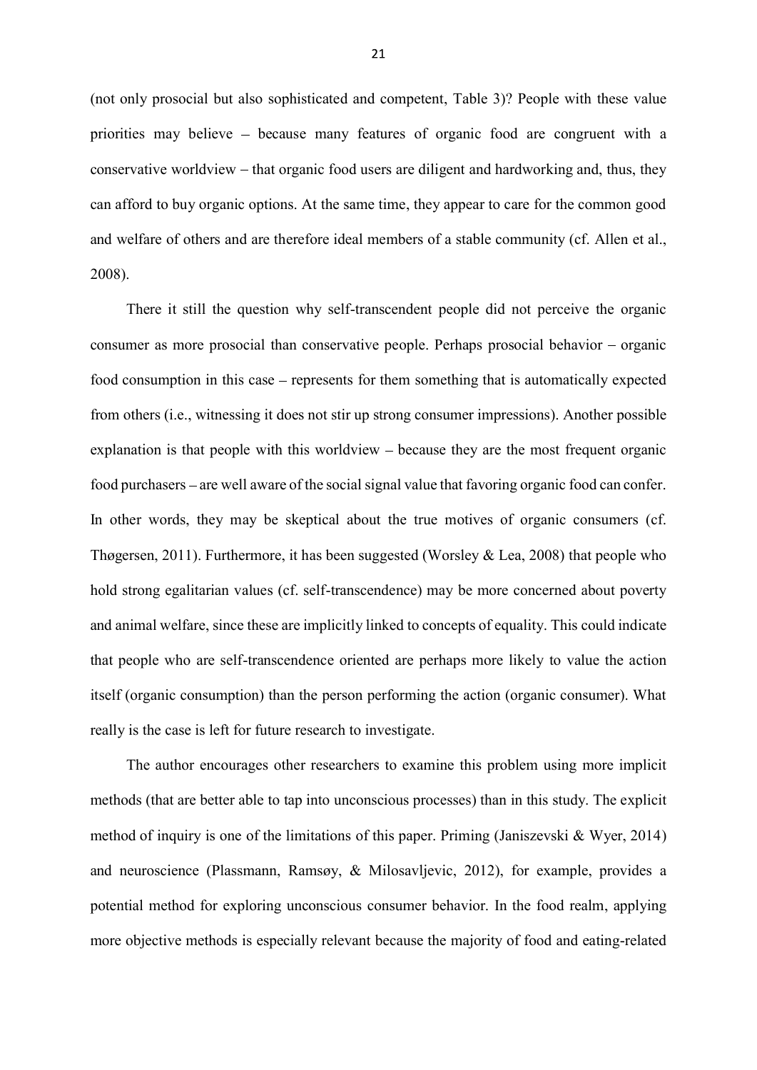(not only prosocial but also sophisticated and competent, Table 3)? People with these value priorities may believe – because many features of organic food are congruent with a conservative worldview – that organic food users are diligent and hardworking and, thus, they can afford to buy organic options. At the same time, they appear to care for the common good and welfare of others and are therefore ideal members of a stable community (cf. Allen et al., 2008).

There it still the question why self-transcendent people did not perceive the organic consumer as more prosocial than conservative people. Perhaps prosocial behavior – organic food consumption in this case – represents for them something that is automatically expected from others (i.e., witnessing it does not stir up strong consumer impressions). Another possible explanation is that people with this worldview – because they are the most frequent organic food purchasers – are well aware of the social signal value that favoring organic food can confer. In other words, they may be skeptical about the true motives of organic consumers (cf. Thøgersen, 2011). Furthermore, it has been suggested (Worsley & Lea, 2008) that people who hold strong egalitarian values (cf. self-transcendence) may be more concerned about poverty and animal welfare, since these are implicitly linked to concepts of equality. This could indicate that people who are self-transcendence oriented are perhaps more likely to value the action itself (organic consumption) than the person performing the action (organic consumer). What really is the case is left for future research to investigate.

The author encourages other researchers to examine this problem using more implicit methods (that are better able to tap into unconscious processes) than in this study. The explicit method of inquiry is one of the limitations of this paper. Priming (Janiszevski & Wyer, 2014) and neuroscience (Plassmann, Ramsøy, & Milosavljevic, 2012), for example, provides a potential method for exploring unconscious consumer behavior. In the food realm, applying more objective methods is especially relevant because the majority of food and eating-related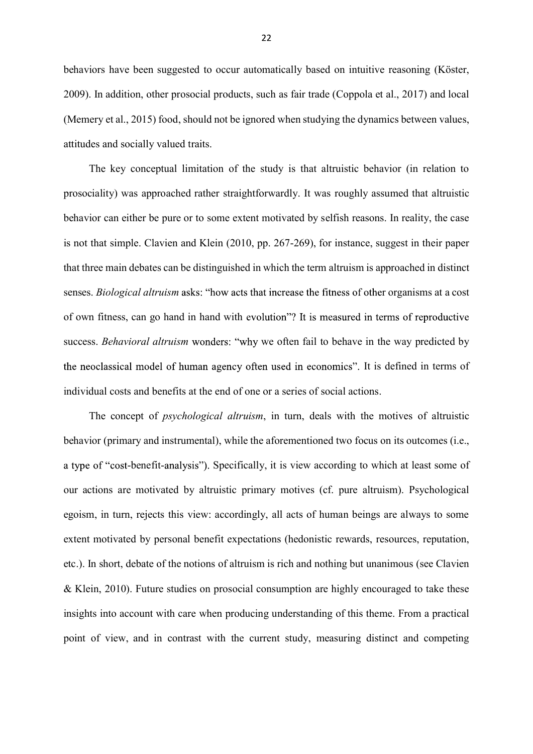behaviors have been suggested to occur automatically based on intuitive reasoning (Köster, 2009). In addition, other prosocial products, such as fair trade (Coppola et al., 2017) and local (Memery et al., 2015) food, should not be ignored when studying the dynamics between values, attitudes and socially valued traits.

The key conceptual limitation of the study is that altruistic behavior (in relation to prosociality) was approached rather straightforwardly. It was roughly assumed that altruistic behavior can either be pure or to some extent motivated by selfish reasons. In reality, the case is not that simple. Clavien and Klein (2010, pp. 267-269), for instance, suggest in their paper that three main debates can be distinguished in which the term altruism is approached in distinct senses. *Biological altruism* asks: "how acts that increase the fitness of other organisms at a cost of own fitness, can go hand in hand with evolution"? It is measured in terms of reproductive success. *Behavioral altruism* wonders: "why we often fail to behave in the way predicted by the neoclassical model of human agency often used in economics". It is defined in terms of individual costs and benefits at the end of one or a series of social actions.

The concept of *psychological altruism*, in turn, deals with the motives of altruistic behavior (primary and instrumental), while the aforementioned two focus on its outcomes (i.e., a type of "cost-benefit-analysis"). Specifically, it is view according to which at least some of our actions are motivated by altruistic primary motives (cf. pure altruism). Psychological egoism, in turn, rejects this view: accordingly, all acts of human beings are always to some extent motivated by personal benefit expectations (hedonistic rewards, resources, reputation, etc.). In short, debate of the notions of altruism is rich and nothing but unanimous (see Clavien & Klein, 2010). Future studies on prosocial consumption are highly encouraged to take these insights into account with care when producing understanding of this theme. From a practical point of view, and in contrast with the current study, measuring distinct and competing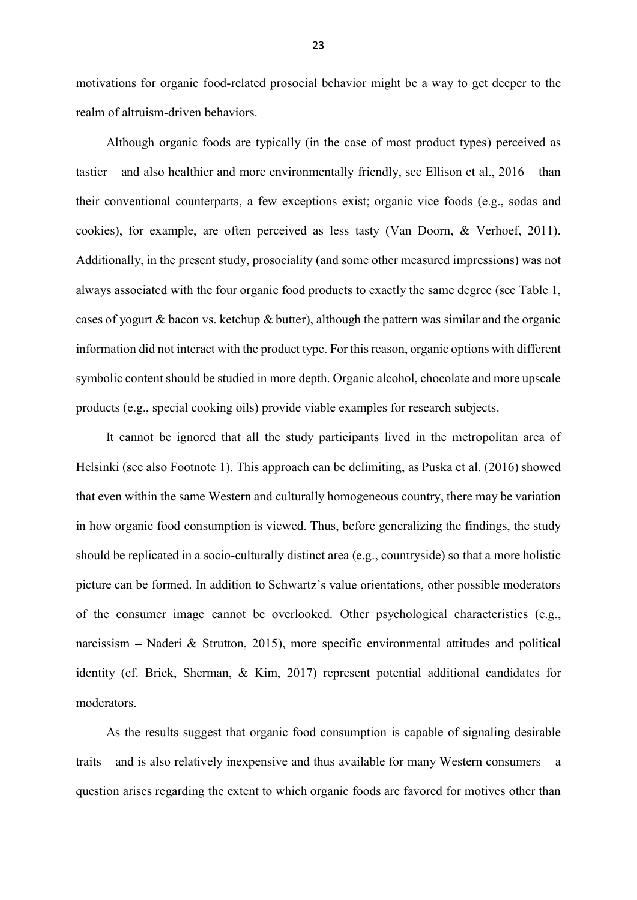motivations for organic food-related prosocial behavior might be a way to get deeper to the realm of altruism-driven behaviors.

Although organic foods are typically (in the case of most product types) perceived as tastier – and also healthier and more environmentally friendly, see Ellison et al., 2016 – than their conventional counterparts, a few exceptions exist; organic vice foods (e.g., sodas and cookies), for example, are often perceived as less tasty (Van Doorn, & Verhoef, 2011). Additionally, in the present study, prosociality (and some other measured impressions) was not always associated with the four organic food products to exactly the same degree (see Table 1, cases of yogurt & bacon vs. ketchup & butter), although the pattern was similar and the organic information did not interact with the product type. For this reason, organic options with different symbolic content should be studied in more depth. Organic alcohol, chocolate and more upscale products (e.g., special cooking oils) provide viable examples for research subjects.

It cannot be ignored that all the study participants lived in the metropolitan area of Helsinki (see also Footnote 1). This approach can be delimiting, as Puska et al. (2016) showed that even within the same Western and culturally homogeneous country, there may be variation in how organic food consumption is viewed. Thus, before generalizing the findings, the study should be replicated in a socio-culturally distinct area (e.g., countryside) so that a more holistic picture can be formed. In addition to Schwartz's value orientations, other possible moderators of the consumer image cannot be overlooked. Other psychological characteristics (e.g., narcissism – Naderi & Strutton, 2015), more specific environmental attitudes and political identity (cf. Brick, Sherman, & Kim, 2017) represent potential additional candidates for moderators.

As the results suggest that organic food consumption is capable of signaling desirable traits – and is also relatively inexpensive and thus available for many Western consumers – a question arises regarding the extent to which organic foods are favored for motives other than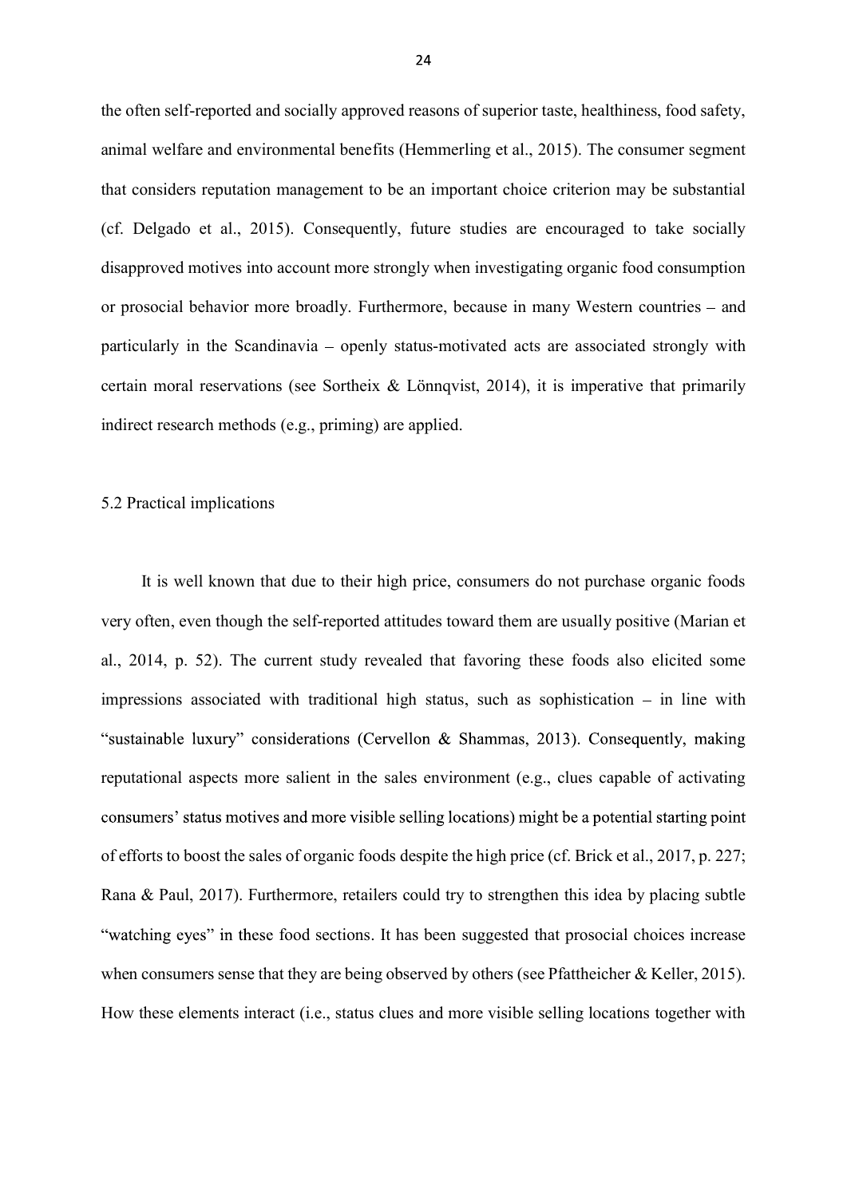the often self-reported and socially approved reasons of superior taste, healthiness, food safety, animal welfare and environmental benefits (Hemmerling et al., 2015). The consumer segment that considers reputation management to be an important choice criterion may be substantial (cf. Delgado et al., 2015). Consequently, future studies are encouraged to take socially disapproved motives into account more strongly when investigating organic food consumption or prosocial behavior more broadly. Furthermore, because in many Western countries – and particularly in the Scandinavia – openly status-motivated acts are associated strongly with certain moral reservations (see Sortheix & Lönnqvist, 2014), it is imperative that primarily indirect research methods (e.g., priming) are applied.

## 5.2 Practical implications

It is well known that due to their high price, consumers do not purchase organic foods very often, even though the self-reported attitudes toward them are usually positive (Marian et al., 2014, p. 52). The current study revealed that favoring these foods also elicited some impressions associated with traditional high status, such as sophistication – in line with "sustainable luxury" considerations (Cervellon & Shammas, 2013). Consequently, making reputational aspects more salient in the sales environment (e.g., clues capable of activating consumers' status motives and more visible selling locations) might be a potential starting point of efforts to boost the sales of organic foods despite the high price (cf. Brick et al., 2017, p. 227; Rana & Paul, 2017). Furthermore, retailers could try to strengthen this idea by placing subtle "watching eyes" in these food sections. It has been suggested that prosocial choices increase when consumers sense that they are being observed by others (see Pfattheicher & Keller, 2015). How these elements interact (i.e., status clues and more visible selling locations together with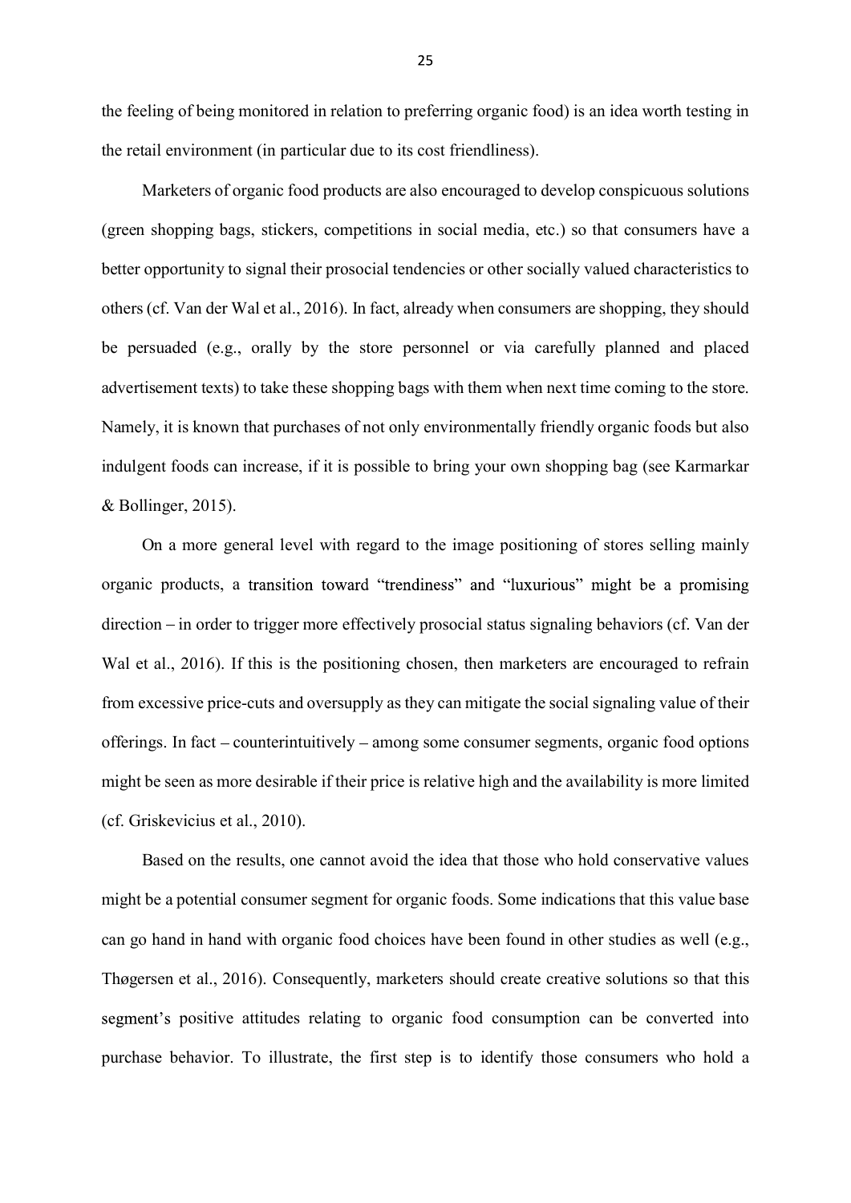the feeling of being monitored in relation to preferring organic food) is an idea worth testing in the retail environment (in particular due to its cost friendliness).

Marketers of organic food products are also encouraged to develop conspicuous solutions (green shopping bags, stickers, competitions in social media, etc.) so that consumers have a better opportunity to signal their prosocial tendencies or other socially valued characteristics to others (cf. Van der Wal et al., 2016). In fact, already when consumers are shopping, they should be persuaded (e.g., orally by the store personnel or via carefully planned and placed advertisement texts) to take these shopping bags with them when next time coming to the store. Namely, it is known that purchases of not only environmentally friendly organic foods but also indulgent foods can increase, if it is possible to bring your own shopping bag (see Karmarkar & Bollinger, 2015).

On a more general level with regard to the image positioning of stores selling mainly organic products, a transition toward "trendiness" and "luxurious" might be a promising direction – in order to trigger more effectively prosocial status signaling behaviors (cf. Van der Wal et al., 2016). If this is the positioning chosen, then marketers are encouraged to refrain from excessive price-cuts and oversupply as they can mitigate the social signaling value of their offerings. In fact – counterintuitively – among some consumer segments, organic food options might be seen as more desirable if their price is relative high and the availability is more limited (cf. Griskevicius et al., 2010).

Based on the results, one cannot avoid the idea that those who hold conservative values might be a potential consumer segment for organic foods. Some indications that this value base can go hand in hand with organic food choices have been found in other studies as well (e.g., Thøgersen et al., 2016). Consequently, marketers should create creative solutions so that this segment's positive attitudes relating to organic food consumption can be converted into purchase behavior. To illustrate, the first step is to identify those consumers who hold a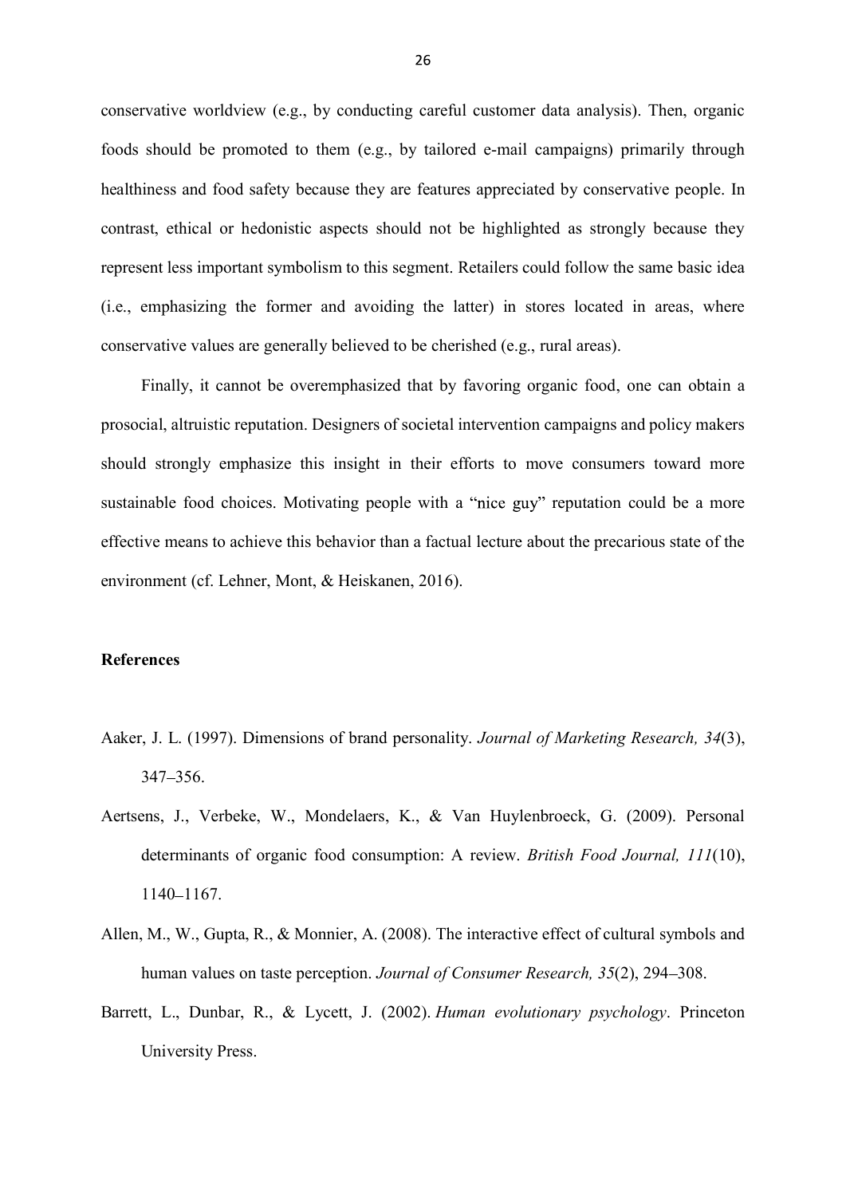conservative worldview (e.g., by conducting careful customer data analysis). Then, organic foods should be promoted to them (e.g., by tailored e-mail campaigns) primarily through healthiness and food safety because they are features appreciated by conservative people. In contrast, ethical or hedonistic aspects should not be highlighted as strongly because they represent less important symbolism to this segment. Retailers could follow the same basic idea (i.e., emphasizing the former and avoiding the latter) in stores located in areas, where conservative values are generally believed to be cherished (e.g., rural areas).

Finally, it cannot be overemphasized that by favoring organic food, one can obtain a prosocial, altruistic reputation. Designers of societal intervention campaigns and policy makers should strongly emphasize this insight in their efforts to move consumers toward more sustainable food choices. Motivating people with a "nice guy" reputation could be a more effective means to achieve this behavior than a factual lecture about the precarious state of the environment (cf. Lehner, Mont, & Heiskanen, 2016).

**References**

Aaker, J. L. (1997). Dimensions of brand personality. *Journal of Marketing Research, 34*(3), 347–356.

Aertsens, J., Verbeke, W., Mondelaers, K., & Van Huylenbroeck, G. (2009). Personal determinants of organic food consumption: A review. *British Food Journal, 111*(10), 1140–1167.

Allen, M., W., Gupta, R., & Monnier, A. (2008). The interactive effect of cultural symbols and human values on taste perception. *Journal of Consumer Research, 35*(2), 294–308.

Barrett, L., Dunbar, R., & Lycett, J. (2002). *Human evolutionary psychology*. Princeton University Press.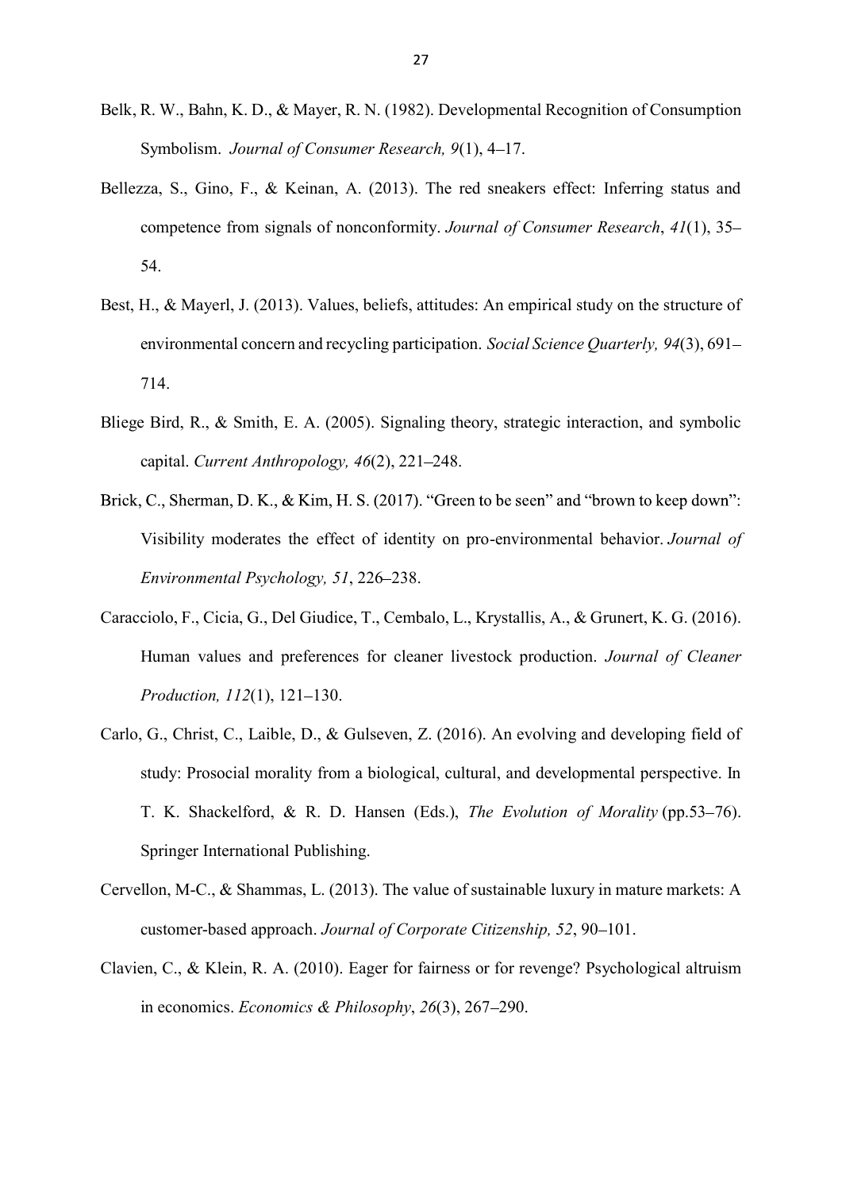Belk, R. W., Bahn, K. D., & Mayer, R. N. (1982). Developmental Recognition of Consumption Symbolism. *Journal of Consumer Research, 9*(1), 4–17.

Bellezza, S., Gino, F., & Keinan, A. (2013). The red sneakers effect: Inferring status and competence from signals of nonconformity. *Journal of Consumer Research*, *41*(1), 35–54.

Best, H., & Mayerl, J. (2013). Values, beliefs, attitudes: An empirical study on the structure of environmental concern and recycling participation. *Social Science Quarterly, 94*(3), 691–714.

Bliege Bird, R., & Smith, E. A. (2005). Signaling theory, strategic interaction, and symbolic capital. *Current Anthropology, 46*(2), 221–248.

Brick, C., Sherman, D. K., & Kim, H. S. (2017). "Green to be seen" and "brown to keep down": Visibility moderates the effect of identity on pro-environmental behavior. *Journal of Environmental Psychology, 51*, 226–238.

Caracciolo, F., Cicia, G., Del Giudice, T., Cembalo, L., Krystallis, A., & Grunert, K. G. (2016). Human values and preferences for cleaner livestock production. *Journal of Cleaner Production, 112*(1), 121–130.

Carlo, G., Christ, C., Laible, D., & Gulseven, Z. (2016). An evolving and developing field of study: Prosocial morality from a biological, cultural, and developmental perspective. In T. K. Shackelford, & R. D. Hansen (Eds.), *The Evolution of Morality* (pp.53–76). Springer International Publishing.

Cervellon, M-C., & Shammas, L. (2013). The value of sustainable luxury in mature markets: A customer-based approach. *Journal of Corporate Citizenship, 52*, 90–101.

Clavien, C., & Klein, R. A. (2010). Eager for fairness or for revenge? Psychological altruism in economics. *Economics & Philosophy*, *26*(3), 267–290.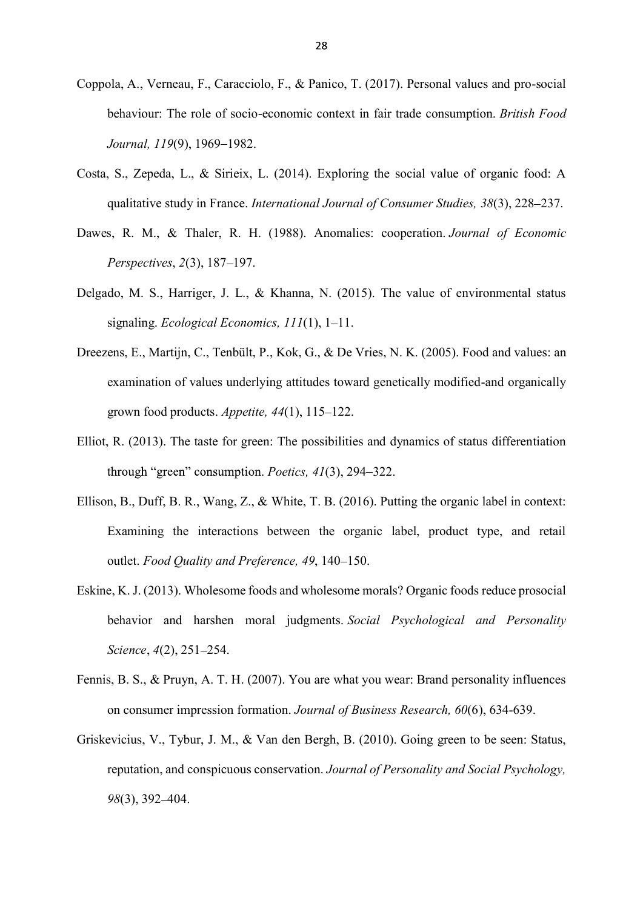Coppola, A., Verneau, F., Caracciolo, F., & Panico, T. (2017). Personal values and pro-social behaviour: The role of socio-economic context in fair trade consumption. *British Food Journal, 119*(9), 1969‒1982.

Costa, S., Zepeda, L., & Sirieix, L. (2014). Exploring the social value of organic food: A qualitative study in France. *International Journal of Consumer Studies, 38*(3), 228–237.

Dawes, R. M., & Thaler, R. H. (1988). Anomalies: cooperation. *Journal of Economic Perspectives*, *2*(3), 187–197.

Delgado, M. S., Harriger, J. L., & Khanna, N. (2015). The value of environmental status signaling. *Ecological Economics, 111*(1), 1–11.

Dreezens, E., Martijn, C., Tenbült, P., Kok, G., & De Vries, N. K. (2005). Food and values: an examination of values underlying attitudes toward genetically modified-and organically grown food products. *Appetite, 44*(1), 115–122.

Elliot, R. (2013). The taste for green: The possibilities and dynamics of status differentiation through "green" consumption. *Poetics, 41*(3), 294–322.

Ellison, B., Duff, B. R., Wang, Z., & White, T. B. (2016). Putting the organic label in context: Examining the interactions between the organic label, product type, and retail outlet. *Food Quality and Preference, 49*, 140–150.

Eskine, K. J. (2013). Wholesome foods and wholesome morals? Organic foods reduce prosocial behavior and harshen moral judgments. *Social Psychological and Personality Science*, *4*(2), 251–254.

Fennis, B. S., & Pruyn, A. T. H. (2007). You are what you wear: Brand personality influences on consumer impression formation. *Journal of Business Research, 60*(6), 634-639.

Griskevicius, V., Tybur, J. M., & Van den Bergh, B. (2010). Going green to be seen: Status, reputation, and conspicuous conservation. *Journal of Personality and Social Psychology, 98*(3), 392–404.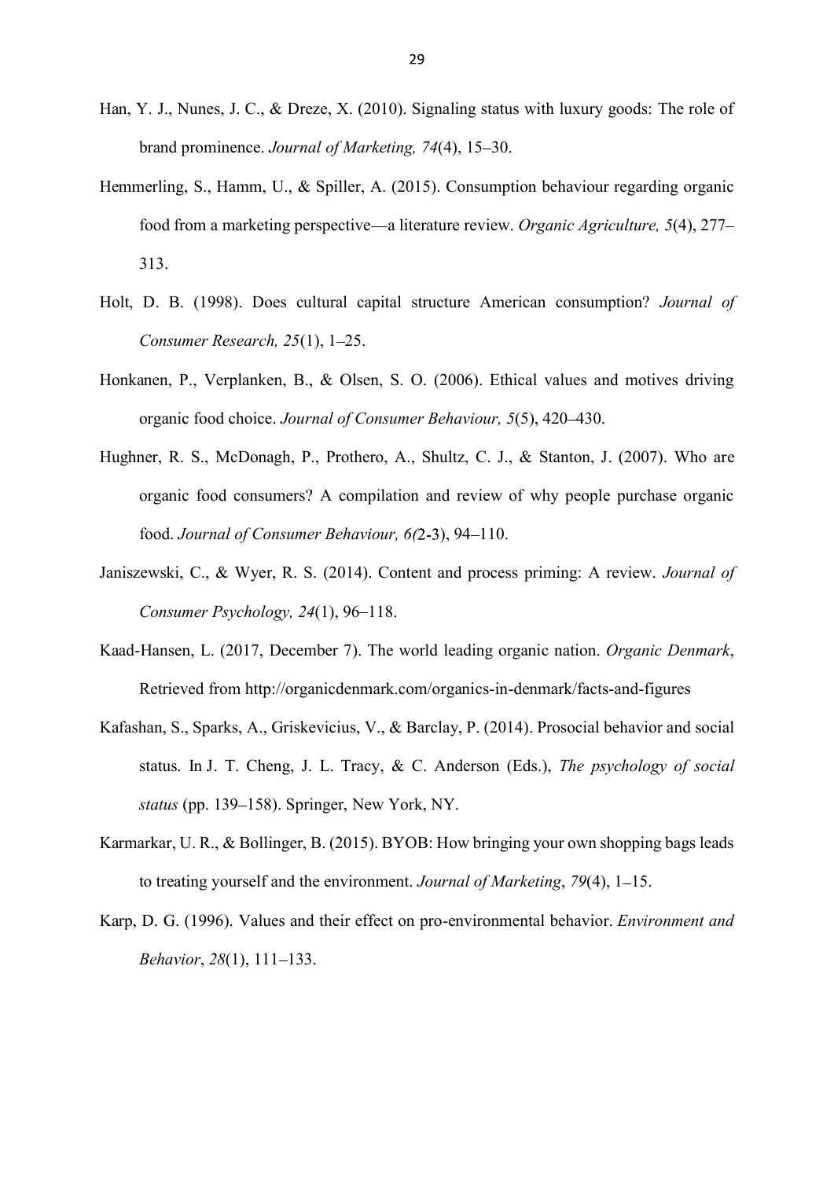Han, Y. J., Nunes, J. C., & Dreze, X. (2010). Signaling status with luxury goods: The role of brand prominence. *Journal of Marketing, 74*(4), 15–30.

Hemmerling, S., Hamm, U., & Spiller, A. (2015). Consumption behaviour regarding organic food from a marketing perspective—a literature review. *Organic Agriculture, 5*(4), 277–313.

Holt, D. B. (1998). Does cultural capital structure American consumption? *Journal of Consumer Research, 25*(1), 1–25.

Honkanen, P., Verplanken, B., & Olsen, S. O. (2006). Ethical values and motives driving organic food choice. *Journal of Consumer Behaviour, 5*(5), 420–430.

Hughner, R. S., McDonagh, P., Prothero, A., Shultz, C. J., & Stanton, J. (2007). Who are organic food consumers? A compilation and review of why people purchase organic food. *Journal of Consumer Behaviour, 6(*2-3), 94–110.

Janiszewski, C., & Wyer, R. S. (2014). Content and process priming: A review. *Journal of Consumer Psychology, 24*(1), 96–118.

Kaad-Hansen, L. (2017, December 7). The world leading organic nation. *Organic Denmark*, Retrieved from http://organicdenmark.com/organics-in-denmark/facts-and-figures

Kafashan, S., Sparks, A., Griskevicius, V., & Barclay, P. (2014). Prosocial behavior and social status. In J. T. Cheng, J. L. Tracy, & C. Anderson (Eds.), *The psychology of social status* (pp. 139–158). Springer, New York, NY.

Karmarkar, U. R., & Bollinger, B. (2015). BYOB: How bringing your own shopping bags leads to treating yourself and the environment. *Journal of Marketing*, *79*(4), 1–15.

Karp, D. G. (1996). Values and their effect on pro-environmental behavior. *Environment and Behavior*, *28*(1), 111–133.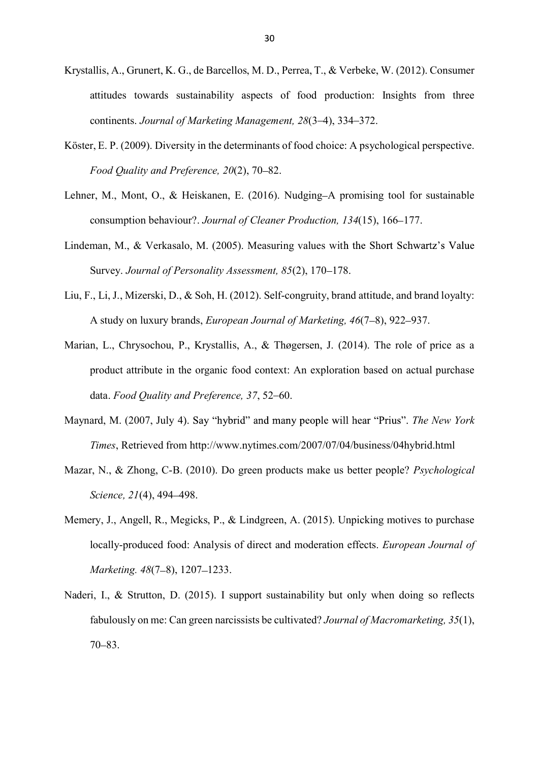Krystallis, A., Grunert, K. G., de Barcellos, M. D., Perrea, T., & Verbeke, W. (2012). Consumer attitudes towards sustainability aspects of food production: Insights from three continents. *Journal of Marketing Management, 28*(3–4), 334–372.

Köster, E. P. (2009). Diversity in the determinants of food choice: A psychological perspective. *Food Quality and Preference, 20*(2), 70–82.

Lehner, M., Mont, O., & Heiskanen, E. (2016). Nudging–A promising tool for sustainable consumption behaviour?. *Journal of Cleaner Production, 134*(15), 166–177.

Lindeman, M., & Verkasalo, M. (2005). Measuring values with the Short Schwartz's Value Survey. *Journal of Personality Assessment, 85*(2), 170–178.

Liu, F., Li, J., Mizerski, D., & Soh, H. (2012). Self-congruity, brand attitude, and brand loyalty: A study on luxury brands, *European Journal of Marketing, 46*(7–8), 922–937.

Marian, L., Chrysochou, P., Krystallis, A., & Thøgersen, J. (2014). The role of price as a product attribute in the organic food context: An exploration based on actual purchase data. *Food Quality and Preference, 37*, 52–60.

Maynard, M. (2007, July 4). Say "hybrid" and many people will hear "Prius". *The New York Times*, Retrieved from http://www.nytimes.com/2007/07/04/business/04hybrid.html

Mazar, N., & Zhong, C-B. (2010). Do green products make us better people? *Psychological Science, 21*(4), 494–498.

Memery, J., Angell, R., Megicks, P., & Lindgreen, A. (2015). Unpicking motives to purchase locally-produced food: Analysis of direct and moderation effects. *European Journal of Marketing. 48*(7–8), 1207–1233.

Naderi, I., & Strutton, D. (2015). I support sustainability but only when doing so reflects fabulously on me: Can green narcissists be cultivated? *Journal of Macromarketing, 35*(1), 70–83.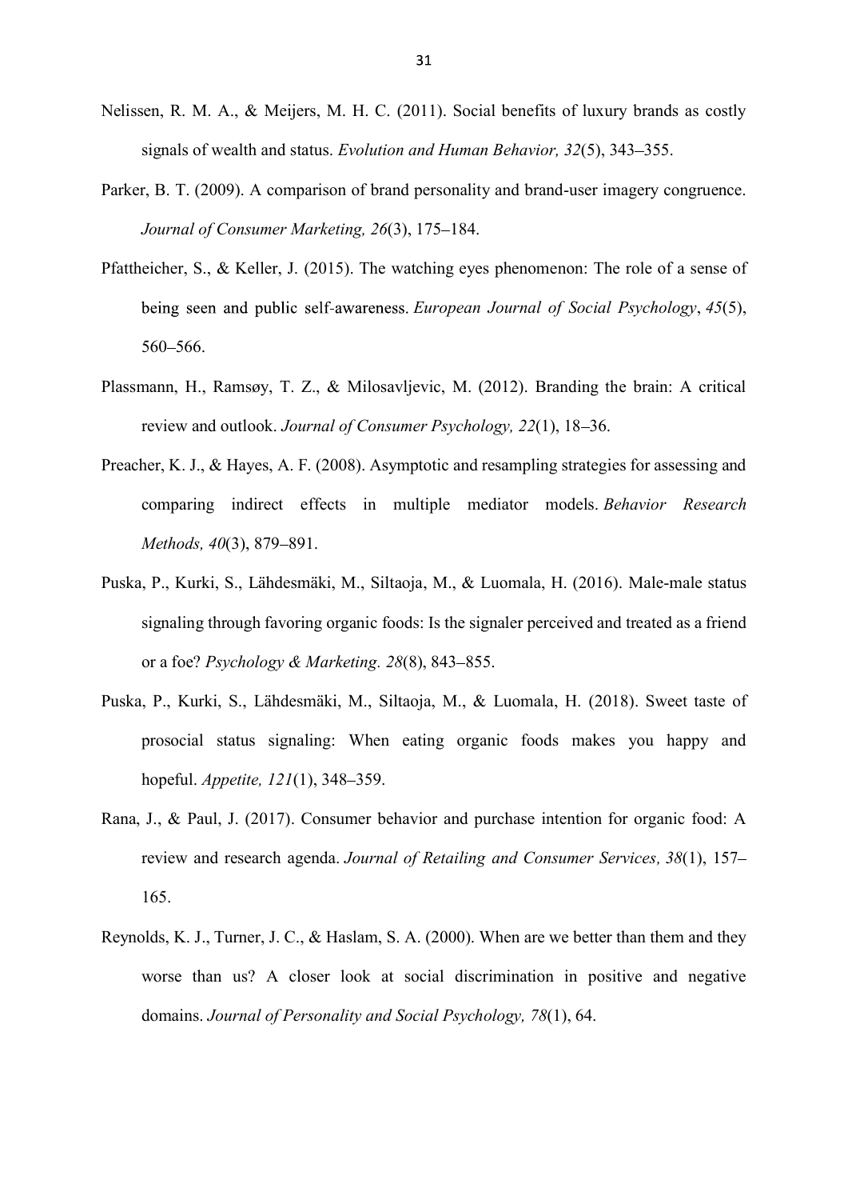Nelissen, R. M. A., & Meijers, M. H. C. (2011). Social benefits of luxury brands as costly signals of wealth and status. *Evolution and Human Behavior, 32*(5), 343–355.

Parker, B. T. (2009). A comparison of brand personality and brand-user imagery congruence. *Journal of Consumer Marketing, 26*(3), 175–184.

Pfattheicher, S., & Keller, J. (2015). The watching eyes phenomenon: The role of a sense of being seen and public self-awareness. *European Journal of Social Psychology*, *45*(5), 560–566.

Plassmann, H., Ramsøy, T. Z., & Milosavljevic, M. (2012). Branding the brain: A critical review and outlook. *Journal of Consumer Psychology, 22*(1), 18–36.

Preacher, K. J., & Hayes, A. F. (2008). Asymptotic and resampling strategies for assessing and comparing indirect effects in multiple mediator models. *Behavior Research Methods, 40*(3), 879–891.

Puska, P., Kurki, S., Lähdesmäki, M., Siltaoja, M., & Luomala, H. (2016). Male-male status signaling through favoring organic foods: Is the signaler perceived and treated as a friend or a foe? *Psychology & Marketing*. *28*(8), 843–855.

Puska, P., Kurki, S., Lähdesmäki, M., Siltaoja, M., & Luomala, H. (2018). Sweet taste of prosocial status signaling: When eating organic foods makes you happy and hopeful. *Appetite, 121*(1), 348–359.

Rana, J., & Paul, J. (2017). Consumer behavior and purchase intention for organic food: A review and research agenda. *Journal of Retailing and Consumer Services, 38*(1), 157–165.

Reynolds, K. J., Turner, J. C., & Haslam, S. A. (2000). When are we better than them and they worse than us? A closer look at social discrimination in positive and negative domains. *Journal of Personality and Social Psychology, 78*(1), 64.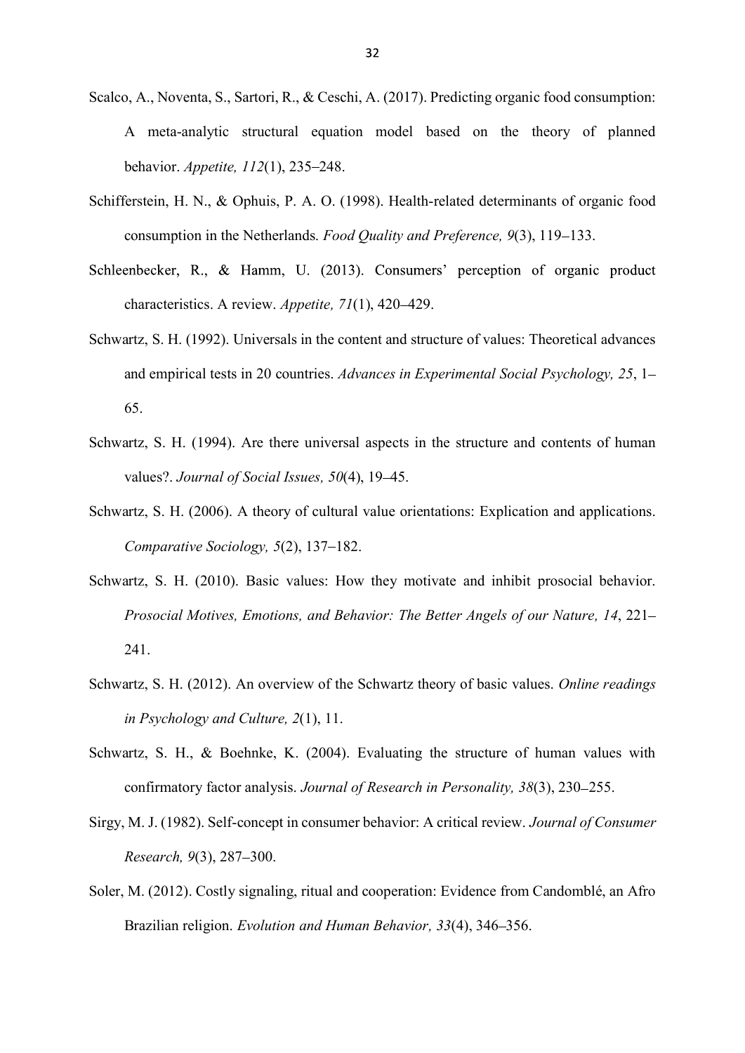Scalco, A., Noventa, S., Sartori, R., & Ceschi, A. (2017). Predicting organic food consumption: A meta-analytic structural equation model based on the theory of planned behavior. *Appetite, 112*(1), 235–248.

Schifferstein, H. N., & Ophuis, P. A. O. (1998). Health-related determinants of organic food consumption in the Netherlands. *Food Quality and Preference, 9*(3), 119–133.

Schleenbecker, R., & Hamm, U. (2013). Consumers' perception of organic product characteristics. A review. *Appetite, 71*(1), 420–429.

Schwartz, S. H. (1992). Universals in the content and structure of values: Theoretical advances and empirical tests in 20 countries. *Advances in Experimental Social Psychology, 25*, 1–65.

Schwartz, S. H. (1994). Are there universal aspects in the structure and contents of human values?. *Journal of Social Issues, 50*(4), 19–45.

Schwartz, S. H. (2006). A theory of cultural value orientations: Explication and applications. *Comparative Sociology, 5*(2), 137–182.

Schwartz, S. H. (2010). Basic values: How they motivate and inhibit prosocial behavior. *Prosocial Motives, Emotions, and Behavior: The Better Angels of our Nature, 14*, 221–241.

Schwartz, S. H. (2012). An overview of the Schwartz theory of basic values. *Online readings in Psychology and Culture, 2*(1), 11.

Schwartz, S. H., & Boehnke, K. (2004). Evaluating the structure of human values with confirmatory factor analysis. *Journal of Research in Personality, 38*(3), 230–255.

Sirgy, M. J. (1982). Self-concept in consumer behavior: A critical review. *Journal of Consumer Research, 9*(3), 287–300.

Soler, M. (2012). Costly signaling, ritual and cooperation: Evidence from Candomblé, an Afro Brazilian religion. *Evolution and Human Behavior, 33*(4), 346–356.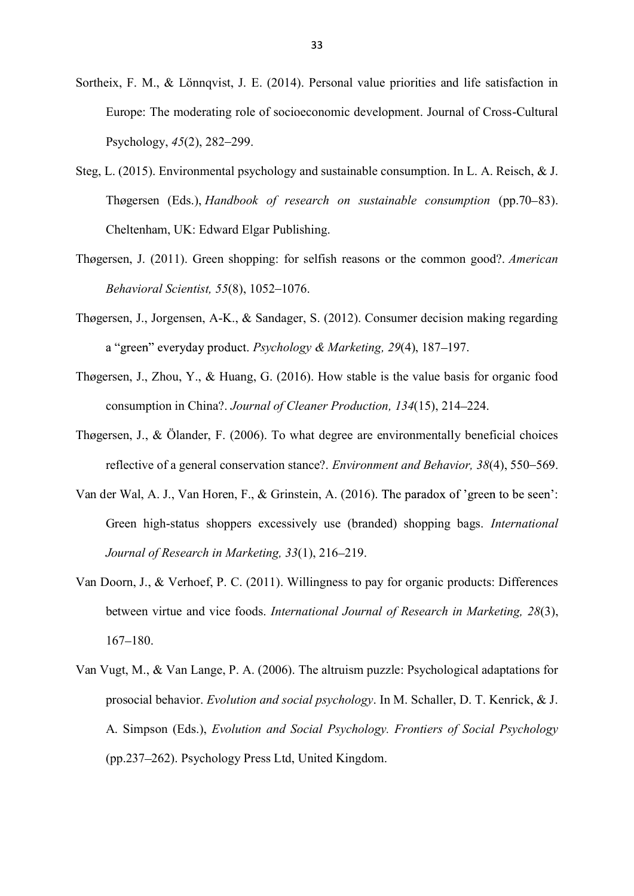Sortheix, F. M., & Lönnqvist, J. E. (2014). Personal value priorities and life satisfaction in Europe: The moderating role of socioeconomic development. Journal of Cross-Cultural Psychology, *45*(2), 282–299.

Steg, L. (2015). Environmental psychology and sustainable consumption. In L. A. Reisch, & J. Thøgersen (Eds.), *Handbook of research on sustainable consumption* (pp.70–83). Cheltenham, UK: Edward Elgar Publishing.

Thøgersen, J. (2011). Green shopping: for selfish reasons or the common good?. *American Behavioral Scientist, 55*(8), 1052–1076.

Thøgersen, J., Jorgensen, A-K., & Sandager, S. (2012). Consumer decision making regarding a "green" everyday product. *Psychology & Marketing, 29*(4), 187–197.

Thøgersen, J., Zhou, Y., & Huang, G. (2016). How stable is the value basis for organic food consumption in China?. *Journal of Cleaner Production, 134*(15), 214–224.

Thøgersen, J., & Ölander, F. (2006). To what degree are environmentally beneficial choices reflective of a general conservation stance?. *Environment and Behavior, 38*(4), 550–569.

Van der Wal, A. J., Van Horen, F., & Grinstein, A. (2016). The paradox of 'green to be seen': Green high-status shoppers excessively use (branded) shopping bags. *International Journal of Research in Marketing, 33*(1), 216–219.

Van Doorn, J., & Verhoef, P. C. (2011). Willingness to pay for organic products: Differences between virtue and vice foods. *International Journal of Research in Marketing, 28*(3), 167–180.

Van Vugt, M., & Van Lange, P. A. (2006). The altruism puzzle: Psychological adaptations for prosocial behavior. *Evolution and social psychology*. In M. Schaller, D. T. Kenrick, & J. A. Simpson (Eds.), *Evolution and Social Psychology. Frontiers of Social Psychology* (pp.237–262). Psychology Press Ltd, United Kingdom.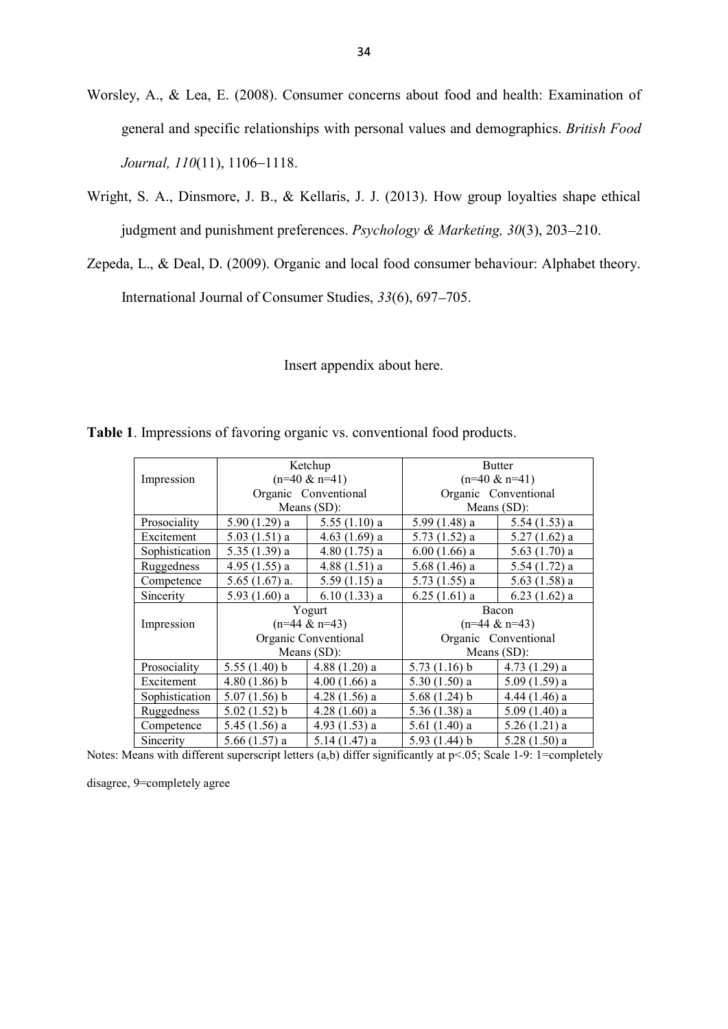Worsley, A., & Lea, E. (2008). Consumer concerns about food and health: Examination of general and specific relationships with personal values and demographics. *British Food Journal, 110*(11), 1106–1118.

Wright, S. A., Dinsmore, J. B., & Kellaris, J. J. (2013). How group loyalties shape ethical judgment and punishment preferences. *Psychology & Marketing, 30*(3), 203–210.

Zepeda, L., & Deal, D. (2009). Organic and local food consumer behaviour: Alphabet theory. International Journal of Consumer Studies, *33*(6), 697–705.

Insert appendix about here.

**Table 1**. Impressions of favoring organic vs. conventional food products.

| Impression | Ketchup (n=40 & n=41) Organic | Conventional | Butter (n=40 & n=41) Organic | Conventional |
|---|---|---|---|---|
| | Means (SD): | | Means (SD): | |
| Prosociality | 5.90 (1.29) a | 5.55 (1.10) a | 5.99 (1.48) a | 5.54 (1.53) a |
| Excitement | 5.03 (1.51) a | 4.63 (1.69) a | 5.73 (1.52) a | 5.27 (1.62) a |
| Sophistication | 5.35 (1.39) a | 4.80 (1.75) a | 6.00 (1.66) a | 5.63 (1.70) a |
| Ruggedness | 4.95 (1.55) a | 4.88 (1.51) a | 5.68 (1.46) a | 5.54 (1.72) a |
| Competence | 5.65 (1.67) a. | 5.59 (1.15) a | 5.73 (1.55) a | 5.63 (1.58) a |
| Sincerity | 5.93 (1.60) a | 6.10 (1.33) a | 6.25 (1.61) a | 6.23 (1.62) a |
| Impression | Yogurt (n=44 & n=43) Organic | Conventional | Bacon (n=44 & n=43) Organic | Conventional |
| | Means (SD): | | Means (SD): | |
| Prosociality | 5.55 (1.40) b | 4.88 (1.20) a | 5.73 (1.16) b | 4.73 (1.29) a |
| Excitement | 4.80 (1.86) b | 4.00 (1.66) a | 5.30 (1.50) a | 5.09 (1.59) a |
| Sophistication | 5.07 (1.56) b | 4.28 (1.56) a | 5.68 (1.24) b | 4.44 (1.46) a |
| Ruggedness | 5.02 (1.52) b | 4.28 (1.60) a | 5.36 (1.38) a | 5.09 (1.40) a |
| Competence | 5.45 (1.56) a | 4.93 (1.53) a | 5.61 (1.40) a | 5.26 (1.21) a |
| Sincerity | 5.66 (1.57) a | 5.14 (1.47) a | 5.93 (1.44) b | 5.28 (1.50) a |

Notes: Means with different superscript letters (a,b) differ significantly at $p<.05$; Scale 1-9: 1=completely disagree, 9=completely agree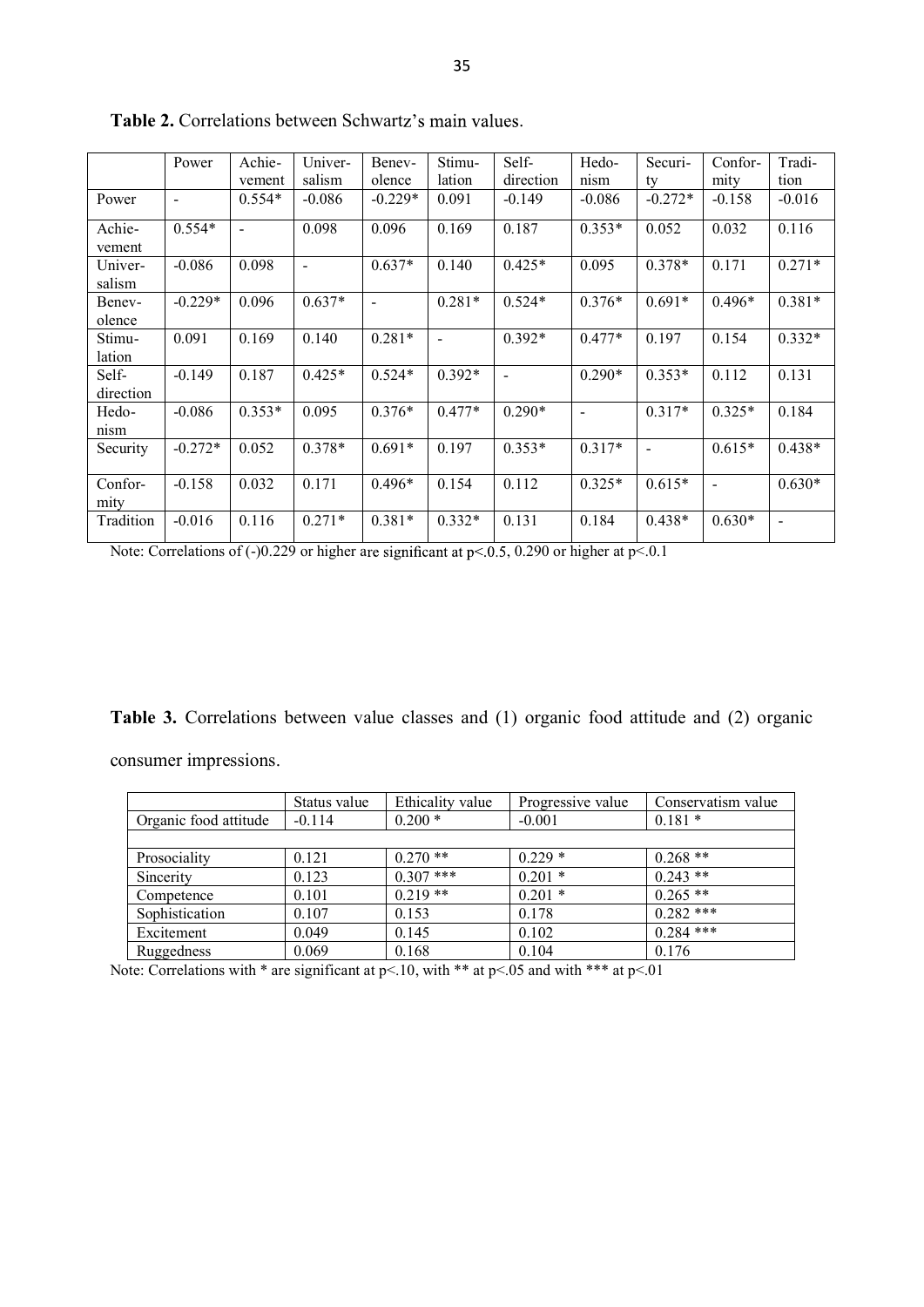**Table 2.** Correlations between Schwartz's main values.

| | Power | Achie-vement | Univer-salism | Benev-olence | Stimu-lation | Self-direction | Hedo-nism | Securi-ty | Confor-mity | Tradi-tion |
|---|---|---|---|---|---|---|---|---|---|---|
| Power | - | 0.554* | -0.086 | -0.229* | 0.091 | -0.149 | -0.086 | -0.272* | -0.158 | -0.016 |
| Achie-vement | 0.554* | - | 0.098 | 0.096 | 0.169 | 0.187 | 0.353* | 0.052 | 0.032 | 0.116 |
| Univer-salism | -0.086 | 0.098 | - | 0.637* | 0.140 | 0.425* | 0.095 | 0.378* | 0.171 | 0.271* |
| Benev-olence | -0.229* | 0.096 | 0.637* | - | 0.281* | 0.524* | 0.376* | 0.691* | 0.496* | 0.381* |
| Stimu-lation | 0.091 | 0.169 | 0.140 | 0.281* | - | 0.392* | 0.477* | 0.197 | 0.154 | 0.332* |
| Self-direction | -0.149 | 0.187 | 0.425* | 0.524* | 0.392* | - | 0.290* | 0.353* | 0.112 | 0.131 |
| Hedo-nism | -0.086 | 0.353* | 0.095 | 0.376* | 0.477* | 0.290* | - | 0.317* | 0.325* | 0.184 |
| Security | -0.272* | 0.052 | 0.378* | 0.691* | 0.197 | 0.353* | 0.317* | - | 0.615* | 0.438* |
| Confor-mity | -0.158 | 0.032 | 0.171 | 0.496* | 0.154 | 0.112 | 0.325* | 0.615* | - | 0.630* |
| Tradition | -0.016 | 0.116 | 0.271* | 0.381* | 0.332* | 0.131 | 0.184 | 0.438* | 0.630* | - |

Note: Correlations of (-)0.229 or higher are significant at p<.0.5, 0.290 or higher at p<.0.1

**Table 3.** Correlations between value classes and (1) organic food attitude and (2) organic consumer impressions.

| | Status value | Ethicality value | Progressive value | Conservatism value |
|---|---|---|---|---|
| Organic food attitude | -0.114 | 0.200 * | -0.001 | 0.181 * |
| | | | | |
| Prosociality | 0.121 | 0.270 ** | 0.229 * | 0.268 ** |
| Sincerity | 0.123 | 0.307 *** | 0.201 * | 0.243 ** |
| Competence | 0.101 | 0.219 ** | 0.201 * | 0.265 ** |
| Sophistication | 0.107 | 0.153 | 0.178 | 0.282 *** |
| Excitement | 0.049 | 0.145 | 0.102 | 0.284 *** |
| Ruggedness | 0.069 | 0.168 | 0.104 | 0.176 |

Note: Correlations with * are significant at $p<.10$, with ** at $p<.05$ and with *** at $p<.01$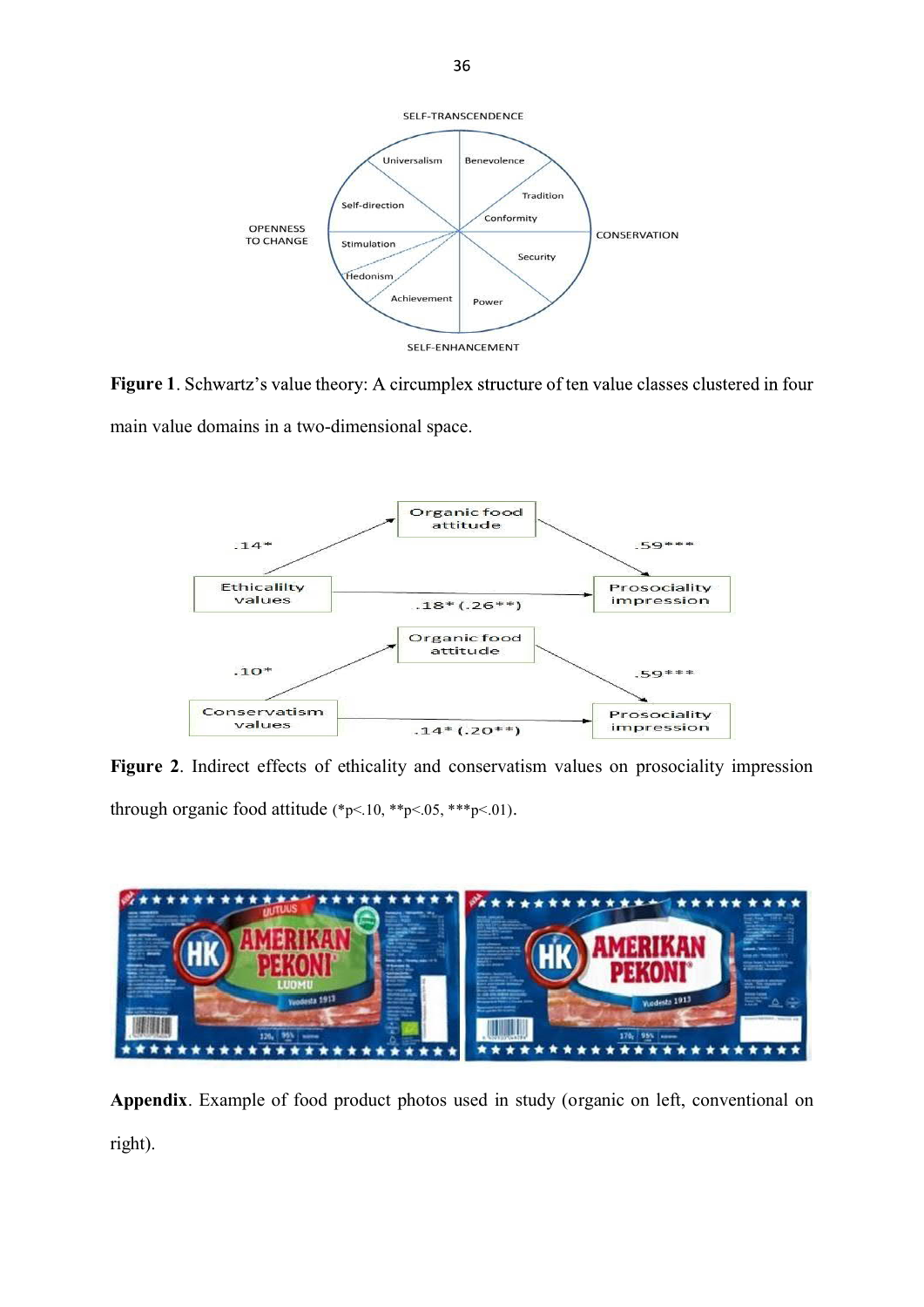SELF-TRANSCENDENCE

Universalism

Benevolence

Tradition

Self-direction

Conformity

OPENNESS TO CHANGE

CONSERVATION

Stimulation

Security

Hedonism

Achievement

Power

SELF-ENHANCEMENT

**Figure 1**. Schwartz's value theory: A circumplex structure of ten value classes clustered in four main value domains in a two-dimensional space.

Organic food attitude

.14*

.59***

Ethicality values

Prosociality impression

.18* (.26**)

Organic food attitude

.10*

.59***

Conservatism values

Prosociality impression

.14* (.20**)

**Figure 2**. Indirect effects of ethicality and conservatism values on prosociality impression through organic food attitude (*p<.10, **p<.05, ***p<.01).

UUTUUS

HK

AMERIKAN PEKONI

LUOMU

Vuodesta 1913

HK

AMERIKAN PEKONI

Vuodesta 1913

**Appendix**. Example of food product photos used in study (organic on left, conventional on right).